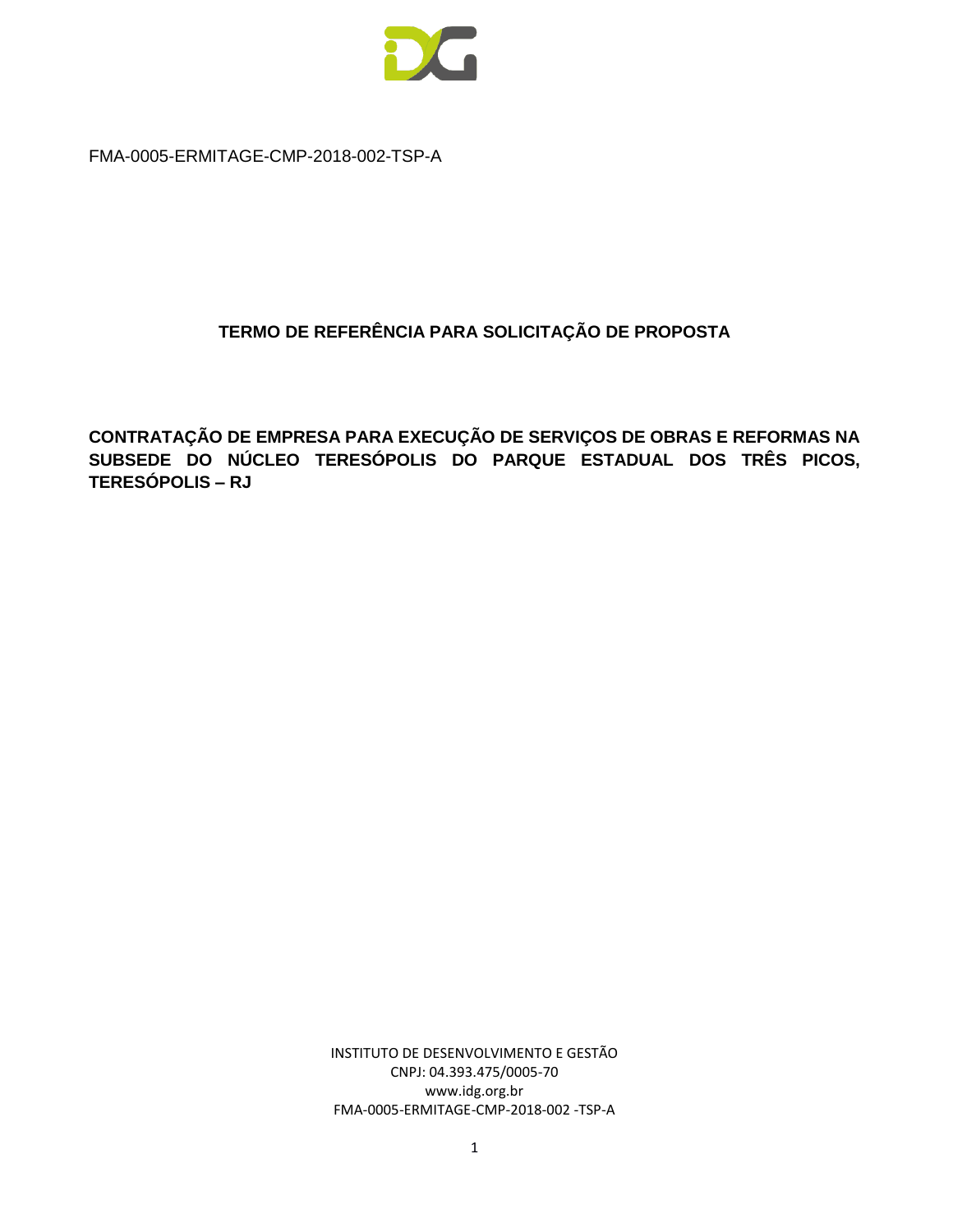FMA-0005-ERMITAGE-CMP-2018-002-TSP-A

# TERMO DE REFERÊNCIA PARA SOLICITAÇÃO DE PROPOSTA

## CONTRATAÇÃO DE EMPRESA PARA EXECUÇÃO DE SERVIÇOS DE OBRAS E REFORMAS NA SUBSEDE DO NÚCLEO TERESÓPOLIS DO PARQUE ESTADUAL DOS TRÊS PICOS, TERESÓPOLIS – RJ

INSTITUTO DE DESENVOLVIMENTO E GESTÃO
CNPJ: 04.393.475/0005-70
www.idg.org.br
FMA-0005-ERMITAGE-CMP-2018-002 -TSP-A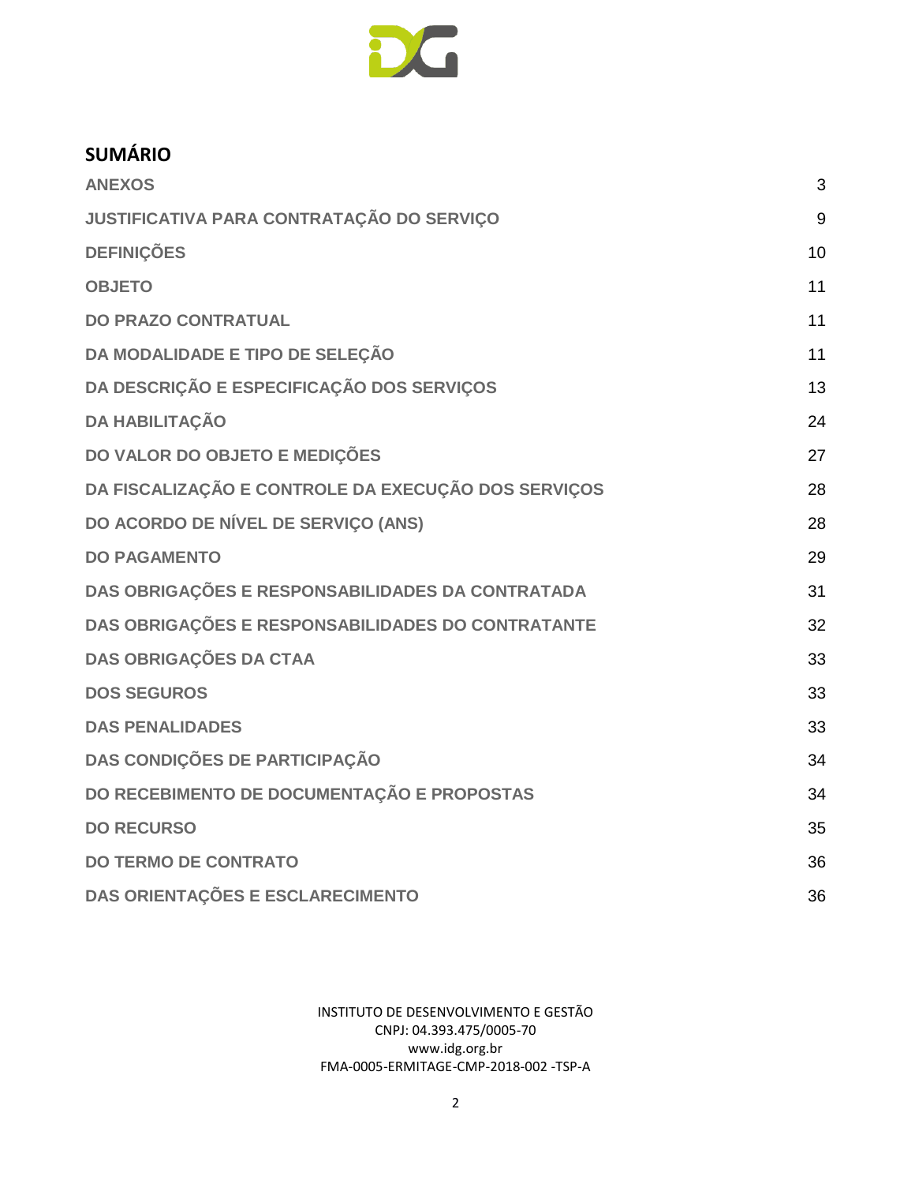## SUMÁRIO

| | |
|---|---|
| ANEXOS | 3 |
| JUSTIFICATIVA PARA CONTRATAÇÃO DO SERVIÇO | 9 |
| DEFINIÇÕES | 10 |
| OBJETO | 11 |
| DO PRAZO CONTRATUAL | 11 |
| DA MODALIDADE E TIPO DE SELEÇÃO | 11 |
| DA DESCRIÇÃO E ESPECIFICAÇÃO DOS SERVIÇOS | 13 |
| DA HABILITAÇÃO | 24 |
| DO VALOR DO OBJETO E MEDIÇÕES | 27 |
| DA FISCALIZAÇÃO E CONTROLE DA EXECUÇÃO DOS SERVIÇOS | 28 |
| DO ACORDO DE NÍVEL DE SERVIÇO (ANS) | 28 |
| DO PAGAMENTO | 29 |
| DAS OBRIGAÇÕES E RESPONSABILIDADES DA CONTRATADA | 31 |
| DAS OBRIGAÇÕES E RESPONSABILIDADES DO CONTRATANTE | 32 |
| DAS OBRIGAÇÕES DA CTAA | 33 |
| DOS SEGUROS | 33 |
| DAS PENALIDADES | 33 |
| DAS CONDIÇÕES DE PARTICIPAÇÃO | 34 |
| DO RECEBIMENTO DE DOCUMENTAÇÃO E PROPOSTAS | 34 |
| DO RECURSO | 35 |
| DO TERMO DE CONTRATO | 36 |
| DAS ORIENTAÇÕES E ESCLARECIMENTO | 36 |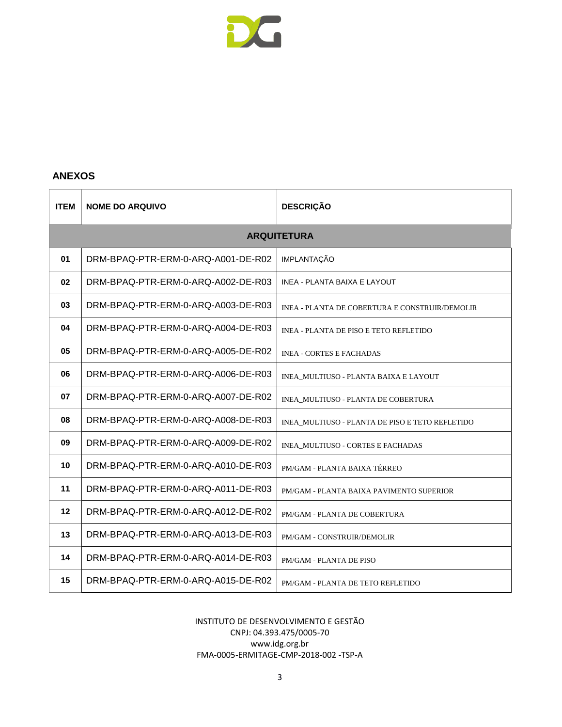## ANEXOS

| ITEM | NOME DO ARQUIVO | DESCRIÇÃO |
|---|---|---|
| | **ARQUITETURA** | |
| 01 | DRM-BPAQ-PTR-ERM-0-ARQ-A001-DE-R02 | IMPLANTAÇÃO |
| 02 | DRM-BPAQ-PTR-ERM-0-ARQ-A002-DE-R03 | INEA - PLANTA BAIXA E LAYOUT |
| 03 | DRM-BPAQ-PTR-ERM-0-ARQ-A003-DE-R03 | INEA - PLANTA DE COBERTURA E CONSTRUIR/DEMOLIR |
| 04 | DRM-BPAQ-PTR-ERM-0-ARQ-A004-DE-R03 | INEA - PLANTA DE PISO E TETO REFLETIDO |
| 05 | DRM-BPAQ-PTR-ERM-0-ARQ-A005-DE-R02 | INEA - CORTES E FACHADAS |
| 06 | DRM-BPAQ-PTR-ERM-0-ARQ-A006-DE-R03 | INEA_MULTIUSO - PLANTA BAIXA E LAYOUT |
| 07 | DRM-BPAQ-PTR-ERM-0-ARQ-A007-DE-R02 | INEA_MULTIUSO - PLANTA DE COBERTURA |
| 08 | DRM-BPAQ-PTR-ERM-0-ARQ-A008-DE-R03 | INEA_MULTIUSO - PLANTA DE PISO E TETO REFLETIDO |
| 09 | DRM-BPAQ-PTR-ERM-0-ARQ-A009-DE-R02 | INEA_MULTIUSO - CORTES E FACHADAS |
| 10 | DRM-BPAQ-PTR-ERM-0-ARQ-A010-DE-R03 | PM/GAM - PLANTA BAIXA TÉRREO |
| 11 | DRM-BPAQ-PTR-ERM-0-ARQ-A011-DE-R03 | PM/GAM - PLANTA BAIXA PAVIMENTO SUPERIOR |
| 12 | DRM-BPAQ-PTR-ERM-0-ARQ-A012-DE-R02 | PM/GAM - PLANTA DE COBERTURA |
| 13 | DRM-BPAQ-PTR-ERM-0-ARQ-A013-DE-R03 | PM/GAM - CONSTRUIR/DEMOLIR |
| 14 | DRM-BPAQ-PTR-ERM-0-ARQ-A014-DE-R03 | PM/GAM - PLANTA DE PISO |
| 15 | DRM-BPAQ-PTR-ERM-0-ARQ-A015-DE-R02 | PM/GAM - PLANTA DE TETO REFLETIDO |

INSTITUTO DE DESENVOLVIMENTO E GESTÃO
CNPJ: 04.393.475/0005-70
www.idg.org.br
FMA-0005-ERMITAGE-CMP-2018-002 -TSP-A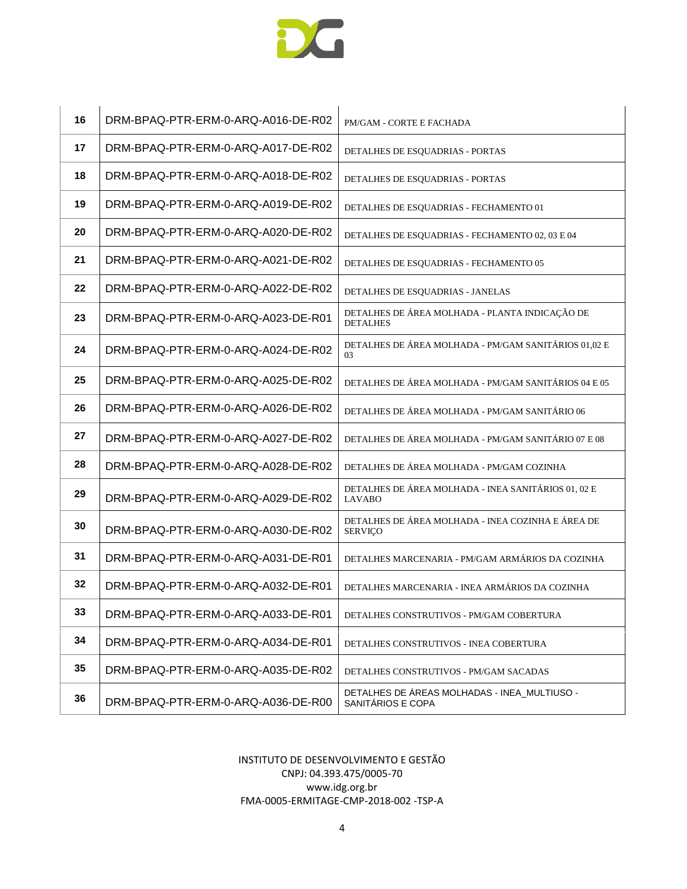| 16 | DRM-BPAQ-PTR-ERM-0-ARQ-A016-DE-R02 | PM/GAM - CORTE E FACHADA |
|---|---|---|
| 17 | DRM-BPAQ-PTR-ERM-0-ARQ-A017-DE-R02 | DETALHES DE ESQUADRIAS - PORTAS |
| 18 | DRM-BPAQ-PTR-ERM-0-ARQ-A018-DE-R02 | DETALHES DE ESQUADRIAS - PORTAS |
| 19 | DRM-BPAQ-PTR-ERM-0-ARQ-A019-DE-R02 | DETALHES DE ESQUADRIAS - FECHAMENTO 01 |
| 20 | DRM-BPAQ-PTR-ERM-0-ARQ-A020-DE-R02 | DETALHES DE ESQUADRIAS - FECHAMENTO 02, 03 E 04 |
| 21 | DRM-BPAQ-PTR-ERM-0-ARQ-A021-DE-R02 | DETALHES DE ESQUADRIAS - FECHAMENTO 05 |
| 22 | DRM-BPAQ-PTR-ERM-0-ARQ-A022-DE-R02 | DETALHES DE ESQUADRIAS - JANELAS |
| 23 | DRM-BPAQ-PTR-ERM-0-ARQ-A023-DE-R01 | DETALHES DE ÁREA MOLHADA - PLANTA INDICAÇÃO DE DETALHES |
| 24 | DRM-BPAQ-PTR-ERM-0-ARQ-A024-DE-R02 | DETALHES DE ÁREA MOLHADA - PM/GAM SANITÁRIOS 01,02 E 03 |
| 25 | DRM-BPAQ-PTR-ERM-0-ARQ-A025-DE-R02 | DETALHES DE ÁREA MOLHADA - PM/GAM SANITÁRIOS 04 E 05 |
| 26 | DRM-BPAQ-PTR-ERM-0-ARQ-A026-DE-R02 | DETALHES DE ÁREA MOLHADA - PM/GAM SANITÁRIO 06 |
| 27 | DRM-BPAQ-PTR-ERM-0-ARQ-A027-DE-R02 | DETALHES DE ÁREA MOLHADA - PM/GAM SANITÁRIO 07 E 08 |
| 28 | DRM-BPAQ-PTR-ERM-0-ARQ-A028-DE-R02 | DETALHES DE ÁREA MOLHADA - PM/GAM COZINHA |
| 29 | DRM-BPAQ-PTR-ERM-0-ARQ-A029-DE-R02 | DETALHES DE ÁREA MOLHADA - INEA SANITÁRIOS 01, 02 E LAVABO |
| 30 | DRM-BPAQ-PTR-ERM-0-ARQ-A030-DE-R02 | DETALHES DE ÁREA MOLHADA - INEA COZINHA E ÁREA DE SERVIÇO |
| 31 | DRM-BPAQ-PTR-ERM-0-ARQ-A031-DE-R01 | DETALHES MARCENARIA - PM/GAM ARMÁRIOS DA COZINHA |
| 32 | DRM-BPAQ-PTR-ERM-0-ARQ-A032-DE-R01 | DETALHES MARCENARIA - INEA ARMÁRIOS DA COZINHA |
| 33 | DRM-BPAQ-PTR-ERM-0-ARQ-A033-DE-R01 | DETALHES CONSTRUTIVOS - PM/GAM COBERTURA |
| 34 | DRM-BPAQ-PTR-ERM-0-ARQ-A034-DE-R01 | DETALHES CONSTRUTIVOS - INEA COBERTURA |
| 35 | DRM-BPAQ-PTR-ERM-0-ARQ-A035-DE-R02 | DETALHES CONSTRUTIVOS - PM/GAM SACADAS |
| 36 | DRM-BPAQ-PTR-ERM-0-ARQ-A036-DE-R00 | DETALHES DE ÁREAS MOLHADAS - INEA_MULTIUSO - SANITÁRIOS E COPA |

INSTITUTO DE DESENVOLVIMENTO E GESTÃO
CNPJ: 04.393.475/0005-70
www.idg.org.br
FMA-0005-ERMITAGE-CMP-2018-002 -TSP-A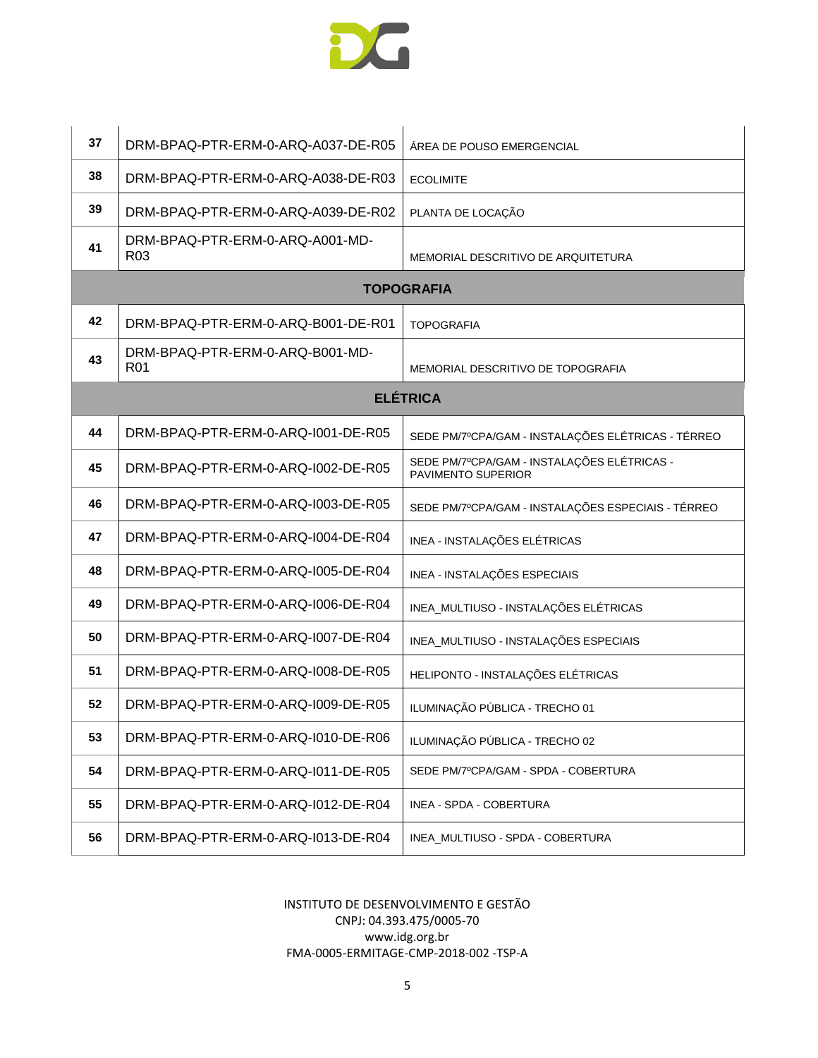| | | |
|---|---|---|
| 37 | DRM-BPAQ-PTR-ERM-0-ARQ-A037-DE-R05 | ÁREA DE POUSO EMERGENCIAL |
| 38 | DRM-BPAQ-PTR-ERM-0-ARQ-A038-DE-R03 | ECOLIMITE |
| 39 | DRM-BPAQ-PTR-ERM-0-ARQ-A039-DE-R02 | PLANTA DE LOCAÇÃO |
| 41 | DRM-BPAQ-PTR-ERM-0-ARQ-A001-MD-R03 | MEMORIAL DESCRITIVO DE ARQUITETURA |
| | **TOPOGRAFIA** | |
| 42 | DRM-BPAQ-PTR-ERM-0-ARQ-B001-DE-R01 | TOPOGRAFIA |
| 43 | DRM-BPAQ-PTR-ERM-0-ARQ-B001-MD-R01 | MEMORIAL DESCRITIVO DE TOPOGRAFIA |
| | **ELÉTRICA** | |
| 44 | DRM-BPAQ-PTR-ERM-0-ARQ-I001-DE-R05 | SEDE PM/7ºCPA/GAM - INSTALAÇÕES ELÉTRICAS - TÉRREO |
| 45 | DRM-BPAQ-PTR-ERM-0-ARQ-I002-DE-R05 | SEDE PM/7ºCPA/GAM - INSTALAÇÕES ELÉTRICAS - PAVIMENTO SUPERIOR |
| 46 | DRM-BPAQ-PTR-ERM-0-ARQ-I003-DE-R05 | SEDE PM/7ºCPA/GAM - INSTALAÇÕES ESPECIAIS - TÉRREO |
| 47 | DRM-BPAQ-PTR-ERM-0-ARQ-I004-DE-R04 | INEA - INSTALAÇÕES ELÉTRICAS |
| 48 | DRM-BPAQ-PTR-ERM-0-ARQ-I005-DE-R04 | INEA - INSTALAÇÕES ESPECIAIS |
| 49 | DRM-BPAQ-PTR-ERM-0-ARQ-I006-DE-R04 | INEA_MULTIUSO - INSTALAÇÕES ELÉTRICAS |
| 50 | DRM-BPAQ-PTR-ERM-0-ARQ-I007-DE-R04 | INEA_MULTIUSO - INSTALAÇÕES ESPECIAIS |
| 51 | DRM-BPAQ-PTR-ERM-0-ARQ-I008-DE-R05 | HELIPONTO - INSTALAÇÕES ELÉTRICAS |
| 52 | DRM-BPAQ-PTR-ERM-0-ARQ-I009-DE-R05 | ILUMINAÇÃO PÚBLICA - TRECHO 01 |
| 53 | DRM-BPAQ-PTR-ERM-0-ARQ-I010-DE-R06 | ILUMINAÇÃO PÚBLICA - TRECHO 02 |
| 54 | DRM-BPAQ-PTR-ERM-0-ARQ-I011-DE-R05 | SEDE PM/7ºCPA/GAM - SPDA - COBERTURA |
| 55 | DRM-BPAQ-PTR-ERM-0-ARQ-I012-DE-R04 | INEA - SPDA - COBERTURA |
| 56 | DRM-BPAQ-PTR-ERM-0-ARQ-I013-DE-R04 | INEA_MULTIUSO - SPDA - COBERTURA |

INSTITUTO DE DESENVOLVIMENTO E GESTÃO
CNPJ: 04.393.475/0005-70
www.idg.org.br
FMA-0005-ERMITAGE-CMP-2018-002 -TSP-A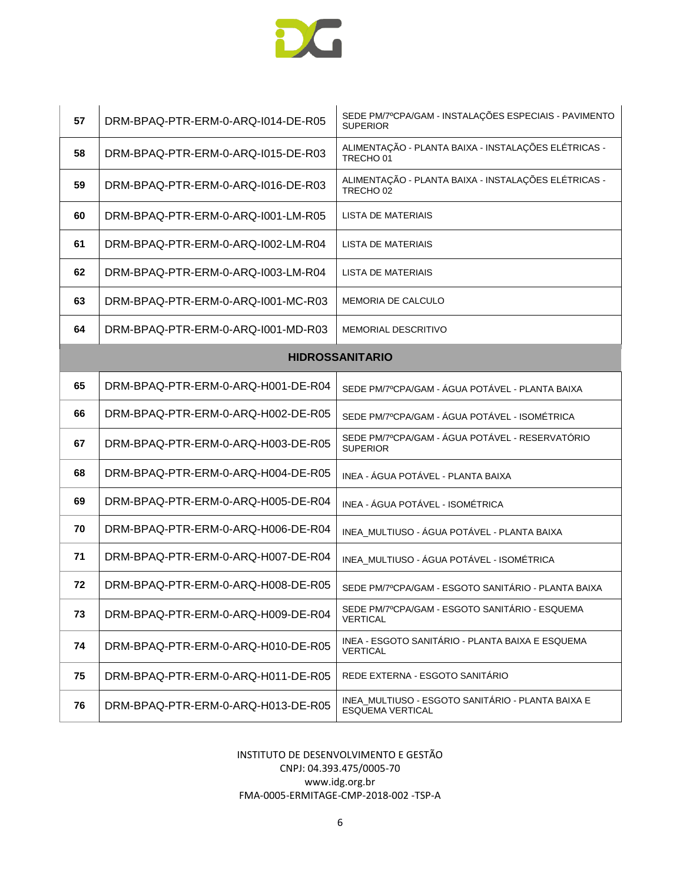| 57 | DRM-BPAQ-PTR-ERM-0-ARQ-I014-DE-R05 | SEDE PM/7ºCPA/GAM - INSTALAÇÕES ESPECIAIS - PAVIMENTO SUPERIOR |
|---|---|---|
| 58 | DRM-BPAQ-PTR-ERM-0-ARQ-I015-DE-R03 | ALIMENTAÇÃO - PLANTA BAIXA - INSTALAÇÕES ELÉTRICAS - TRECHO 01 |
| 59 | DRM-BPAQ-PTR-ERM-0-ARQ-I016-DE-R03 | ALIMENTAÇÃO - PLANTA BAIXA - INSTALAÇÕES ELÉTRICAS - TRECHO 02 |
| 60 | DRM-BPAQ-PTR-ERM-0-ARQ-I001-LM-R05 | LISTA DE MATERIAIS |
| 61 | DRM-BPAQ-PTR-ERM-0-ARQ-I002-LM-R04 | LISTA DE MATERIAIS |
| 62 | DRM-BPAQ-PTR-ERM-0-ARQ-I003-LM-R04 | LISTA DE MATERIAIS |
| 63 | DRM-BPAQ-PTR-ERM-0-ARQ-I001-MC-R03 | MEMORIA DE CALCULO |
| 64 | DRM-BPAQ-PTR-ERM-0-ARQ-I001-MD-R03 | MEMORIAL DESCRITIVO |
| **HIDROSSANITARIO** | | |
| 65 | DRM-BPAQ-PTR-ERM-0-ARQ-H001-DE-R04 | SEDE PM/7ºCPA/GAM - ÁGUA POTÁVEL - PLANTA BAIXA |
| 66 | DRM-BPAQ-PTR-ERM-0-ARQ-H002-DE-R05 | SEDE PM/7ºCPA/GAM - ÁGUA POTÁVEL - ISOMÉTRICA |
| 67 | DRM-BPAQ-PTR-ERM-0-ARQ-H003-DE-R05 | SEDE PM/7ºCPA/GAM - ÁGUA POTÁVEL - RESERVATÓRIO SUPERIOR |
| 68 | DRM-BPAQ-PTR-ERM-0-ARQ-H004-DE-R05 | INEA - ÁGUA POTÁVEL - PLANTA BAIXA |
| 69 | DRM-BPAQ-PTR-ERM-0-ARQ-H005-DE-R04 | INEA - ÁGUA POTÁVEL - ISOMÉTRICA |
| 70 | DRM-BPAQ-PTR-ERM-0-ARQ-H006-DE-R04 | INEA_MULTIUSO - ÁGUA POTÁVEL - PLANTA BAIXA |
| 71 | DRM-BPAQ-PTR-ERM-0-ARQ-H007-DE-R04 | INEA_MULTIUSO - ÁGUA POTÁVEL - ISOMÉTRICA |
| 72 | DRM-BPAQ-PTR-ERM-0-ARQ-H008-DE-R05 | SEDE PM/7ºCPA/GAM - ESGOTO SANITÁRIO - PLANTA BAIXA |
| 73 | DRM-BPAQ-PTR-ERM-0-ARQ-H009-DE-R04 | SEDE PM/7ºCPA/GAM - ESGOTO SANITÁRIO - ESQUEMA VERTICAL |
| 74 | DRM-BPAQ-PTR-ERM-0-ARQ-H010-DE-R05 | INEA - ESGOTO SANITÁRIO - PLANTA BAIXA E ESQUEMA VERTICAL |
| 75 | DRM-BPAQ-PTR-ERM-0-ARQ-H011-DE-R05 | REDE EXTERNA - ESGOTO SANITÁRIO |
| 76 | DRM-BPAQ-PTR-ERM-0-ARQ-H013-DE-R05 | INEA_MULTIUSO - ESGOTO SANITÁRIO - PLANTA BAIXA E ESQUEMA VERTICAL |

INSTITUTO DE DESENVOLVIMENTO E GESTÃO
CNPJ: 04.393.475/0005-70
www.idg.org.br
FMA-0005-ERMITAGE-CMP-2018-002 -TSP-A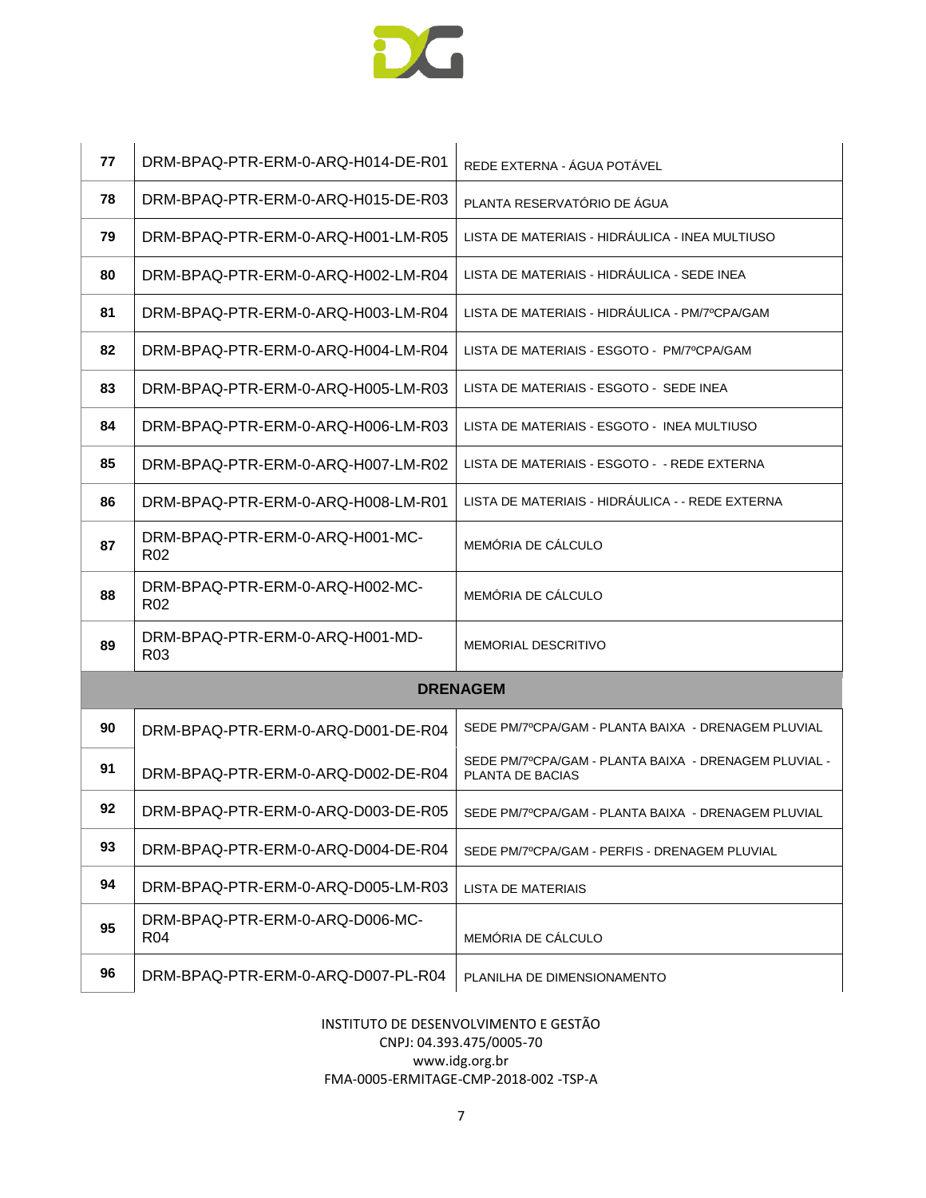| 77 | DRM-BPAQ-PTR-ERM-0-ARQ-H014-DE-R01 | REDE EXTERNA - ÁGUA POTÁVEL |
|---|---|---|
| 78 | DRM-BPAQ-PTR-ERM-0-ARQ-H015-DE-R03 | PLANTA RESERVATÓRIO DE ÁGUA |
| 79 | DRM-BPAQ-PTR-ERM-0-ARQ-H001-LM-R05 | LISTA DE MATERIAIS - HIDRÁULICA - INEA MULTIUSO |
| 80 | DRM-BPAQ-PTR-ERM-0-ARQ-H002-LM-R04 | LISTA DE MATERIAIS - HIDRÁULICA - SEDE INEA |
| 81 | DRM-BPAQ-PTR-ERM-0-ARQ-H003-LM-R04 | LISTA DE MATERIAIS - HIDRÁULICA - PM/7ºCPA/GAM |
| 82 | DRM-BPAQ-PTR-ERM-0-ARQ-H004-LM-R04 | LISTA DE MATERIAIS - ESGOTO - PM/7ºCPA/GAM |
| 83 | DRM-BPAQ-PTR-ERM-0-ARQ-H005-LM-R03 | LISTA DE MATERIAIS - ESGOTO - SEDE INEA |
| 84 | DRM-BPAQ-PTR-ERM-0-ARQ-H006-LM-R03 | LISTA DE MATERIAIS - ESGOTO - INEA MULTIUSO |
| 85 | DRM-BPAQ-PTR-ERM-0-ARQ-H007-LM-R02 | LISTA DE MATERIAIS - ESGOTO - - REDE EXTERNA |
| 86 | DRM-BPAQ-PTR-ERM-0-ARQ-H008-LM-R01 | LISTA DE MATERIAIS - HIDRÁULICA - - REDE EXTERNA |
| 87 | DRM-BPAQ-PTR-ERM-0-ARQ-H001-MC-R02 | MEMÓRIA DE CÁLCULO |
| 88 | DRM-BPAQ-PTR-ERM-0-ARQ-H002-MC-R02 | MEMÓRIA DE CÁLCULO |
| 89 | DRM-BPAQ-PTR-ERM-0-ARQ-H001-MD-R03 | MEMORIAL DESCRITIVO |
| | **DRENAGEM** | |
| 90 | DRM-BPAQ-PTR-ERM-0-ARQ-D001-DE-R04 | SEDE PM/7ºCPA/GAM - PLANTA BAIXA - DRENAGEM PLUVIAL |
| 91 | DRM-BPAQ-PTR-ERM-0-ARQ-D002-DE-R04 | SEDE PM/7ºCPA/GAM - PLANTA BAIXA - DRENAGEM PLUVIAL - PLANTA DE BACIAS |
| 92 | DRM-BPAQ-PTR-ERM-0-ARQ-D003-DE-R05 | SEDE PM/7ºCPA/GAM - PLANTA BAIXA - DRENAGEM PLUVIAL |
| 93 | DRM-BPAQ-PTR-ERM-0-ARQ-D004-DE-R04 | SEDE PM/7ºCPA/GAM - PERFIS - DRENAGEM PLUVIAL |
| 94 | DRM-BPAQ-PTR-ERM-0-ARQ-D005-LM-R03 | LISTA DE MATERIAIS |
| 95 | DRM-BPAQ-PTR-ERM-0-ARQ-D006-MC-R04 | MEMÓRIA DE CÁLCULO |
| 96 | DRM-BPAQ-PTR-ERM-0-ARQ-D007-PL-R04 | PLANILHA DE DIMENSIONAMENTO |

INSTITUTO DE DESENVOLVIMENTO E GESTÃO
CNPJ: 04.393.475/0005-70
www.idg.org.br
FMA-0005-ERMITAGE-CMP-2018-002 -TSP-A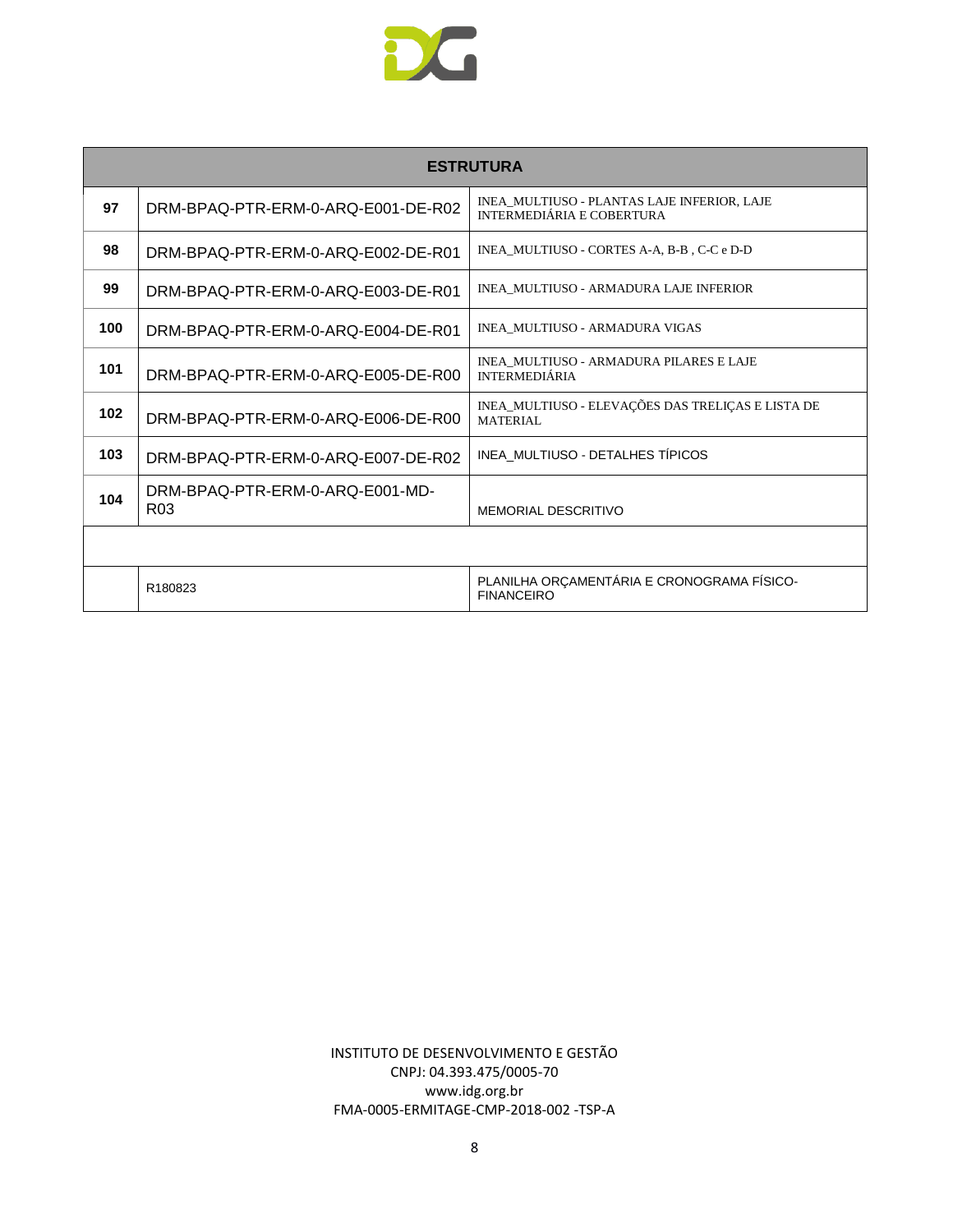| ESTRUTURA | | |
|---|---|---|
| **97** | DRM-BPAQ-PTR-ERM-0-ARQ-E001-DE-R02 | INEA_MULTIUSO - PLANTAS LAJE INFERIOR, LAJE INTERMEDIÁRIA E COBERTURA |
| **98** | DRM-BPAQ-PTR-ERM-0-ARQ-E002-DE-R01 | INEA_MULTIUSO - CORTES A-A, B-B , C-C e D-D |
| **99** | DRM-BPAQ-PTR-ERM-0-ARQ-E003-DE-R01 | INEA_MULTIUSO - ARMADURA LAJE INFERIOR |
| **100** | DRM-BPAQ-PTR-ERM-0-ARQ-E004-DE-R01 | INEA_MULTIUSO - ARMADURA VIGAS |
| **101** | DRM-BPAQ-PTR-ERM-0-ARQ-E005-DE-R00 | INEA_MULTIUSO - ARMADURA PILARES E LAJE INTERMEDIÁRIA |
| **102** | DRM-BPAQ-PTR-ERM-0-ARQ-E006-DE-R00 | INEA_MULTIUSO - ELEVAÇÕES DAS TRELIÇAS E LISTA DE MATERIAL |
| **103** | DRM-BPAQ-PTR-ERM-0-ARQ-E007-DE-R02 | INEA_MULTIUSO - DETALHES TÍPICOS |
| **104** | DRM-BPAQ-PTR-ERM-0-ARQ-E001-MD-R03 | MEMORIAL DESCRITIVO |
| | | |
| | R180823 | PLANILHA ORÇAMENTÁRIA E CRONOGRAMA FÍSICO-FINANCEIRO |

INSTITUTO DE DESENVOLVIMENTO E GESTÃO
CNPJ: 04.393.475/0005-70
www.idg.org.br
FMA-0005-ERMITAGE-CMP-2018-002 -TSP-A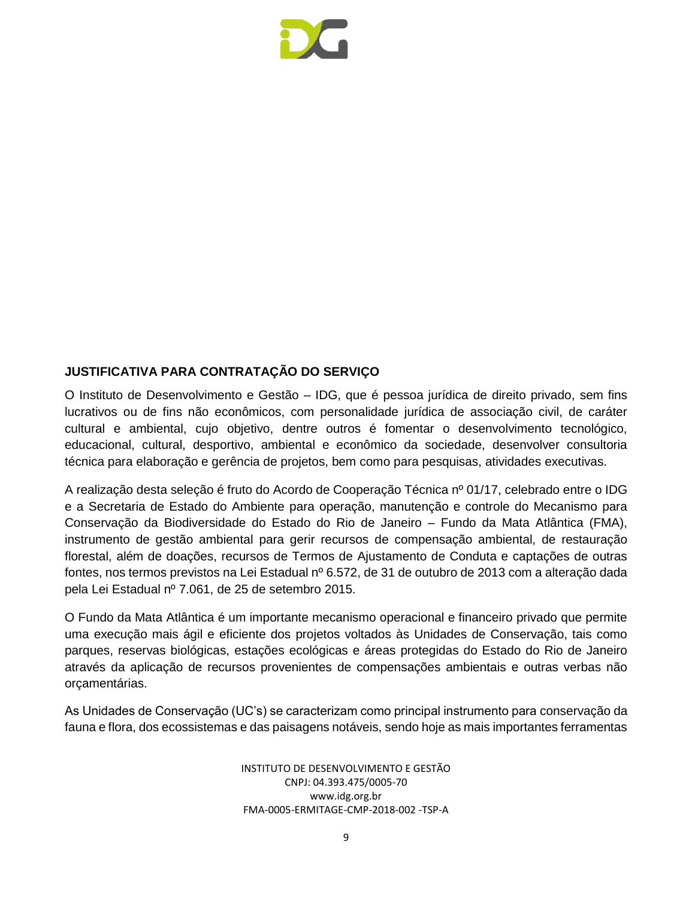**JUSTIFICATIVA PARA CONTRATAÇÃO DO SERVIÇO**

O Instituto de Desenvolvimento e Gestão – IDG, que é pessoa jurídica de direito privado, sem fins lucrativos ou de fins não econômicos, com personalidade jurídica de associação civil, de caráter cultural e ambiental, cujo objetivo, dentre outros é fomentar o desenvolvimento tecnológico, educacional, cultural, desportivo, ambiental e econômico da sociedade, desenvolver consultoria técnica para elaboração e gerência de projetos, bem como para pesquisas, atividades executivas.

A realização desta seleção é fruto do Acordo de Cooperação Técnica nº 01/17, celebrado entre o IDG e a Secretaria de Estado do Ambiente para operação, manutenção e controle do Mecanismo para Conservação da Biodiversidade do Estado do Rio de Janeiro – Fundo da Mata Atlântica (FMA), instrumento de gestão ambiental para gerir recursos de compensação ambiental, de restauração florestal, além de doações, recursos de Termos de Ajustamento de Conduta e captações de outras fontes, nos termos previstos na Lei Estadual nº 6.572, de 31 de outubro de 2013 com a alteração dada pela Lei Estadual nº 7.061, de 25 de setembro 2015.

O Fundo da Mata Atlântica é um importante mecanismo operacional e financeiro privado que permite uma execução mais ágil e eficiente dos projetos voltados às Unidades de Conservação, tais como parques, reservas biológicas, estações ecológicas e áreas protegidas do Estado do Rio de Janeiro através da aplicação de recursos provenientes de compensações ambientais e outras verbas não orçamentárias.

As Unidades de Conservação (UC's) se caracterizam como principal instrumento para conservação da fauna e flora, dos ecossistemas e das paisagens notáveis, sendo hoje as mais importantes ferramentas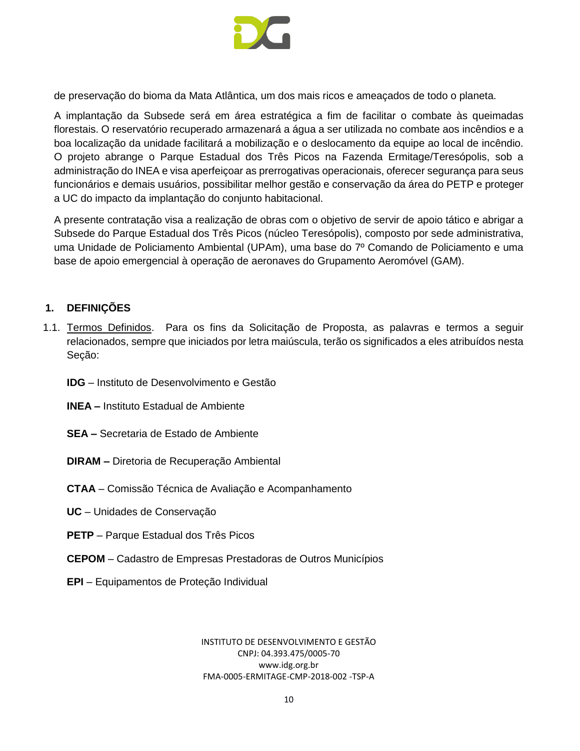de preservação do bioma da Mata Atlântica, um dos mais ricos e ameaçados de todo o planeta.

A implantação da Subsede será em área estratégica a fim de facilitar o combate às queimadas florestais. O reservatório recuperado armazenará a água a ser utilizada no combate aos incêndios e a boa localização da unidade facilitará a mobilização e o deslocamento da equipe ao local de incêndio. O projeto abrange o Parque Estadual dos Três Picos na Fazenda Ermitage/Teresópolis, sob a administração do INEA e visa aperfeiçoar as prerrogativas operacionais, oferecer segurança para seus funcionários e demais usuários, possibilitar melhor gestão e conservação da área do PETP e proteger a UC do impacto da implantação do conjunto habitacional.

A presente contratação visa a realização de obras com o objetivo de servir de apoio tático e abrigar a Subsede do Parque Estadual dos Três Picos (núcleo Teresópolis), composto por sede administrativa, uma Unidade de Policiamento Ambiental (UPAm), uma base do 7º Comando de Policiamento e uma base de apoio emergencial à operação de aeronaves do Grupamento Aeromóvel (GAM).

## 1. DEFINIÇÕES

1.1. Termos Definidos. Para os fins da Solicitação de Proposta, as palavras e termos a seguir relacionados, sempre que iniciados por letra maiúscula, terão os significados a eles atribuídos nesta Seção:

**IDG** – Instituto de Desenvolvimento e Gestão

**INEA –** Instituto Estadual de Ambiente

**SEA –** Secretaria de Estado de Ambiente

**DIRAM –** Diretoria de Recuperação Ambiental

**CTAA** – Comissão Técnica de Avaliação e Acompanhamento

**UC** – Unidades de Conservação

**PETP** – Parque Estadual dos Três Picos

**CEPOM** – Cadastro de Empresas Prestadoras de Outros Municípios

**EPI** – Equipamentos de Proteção Individual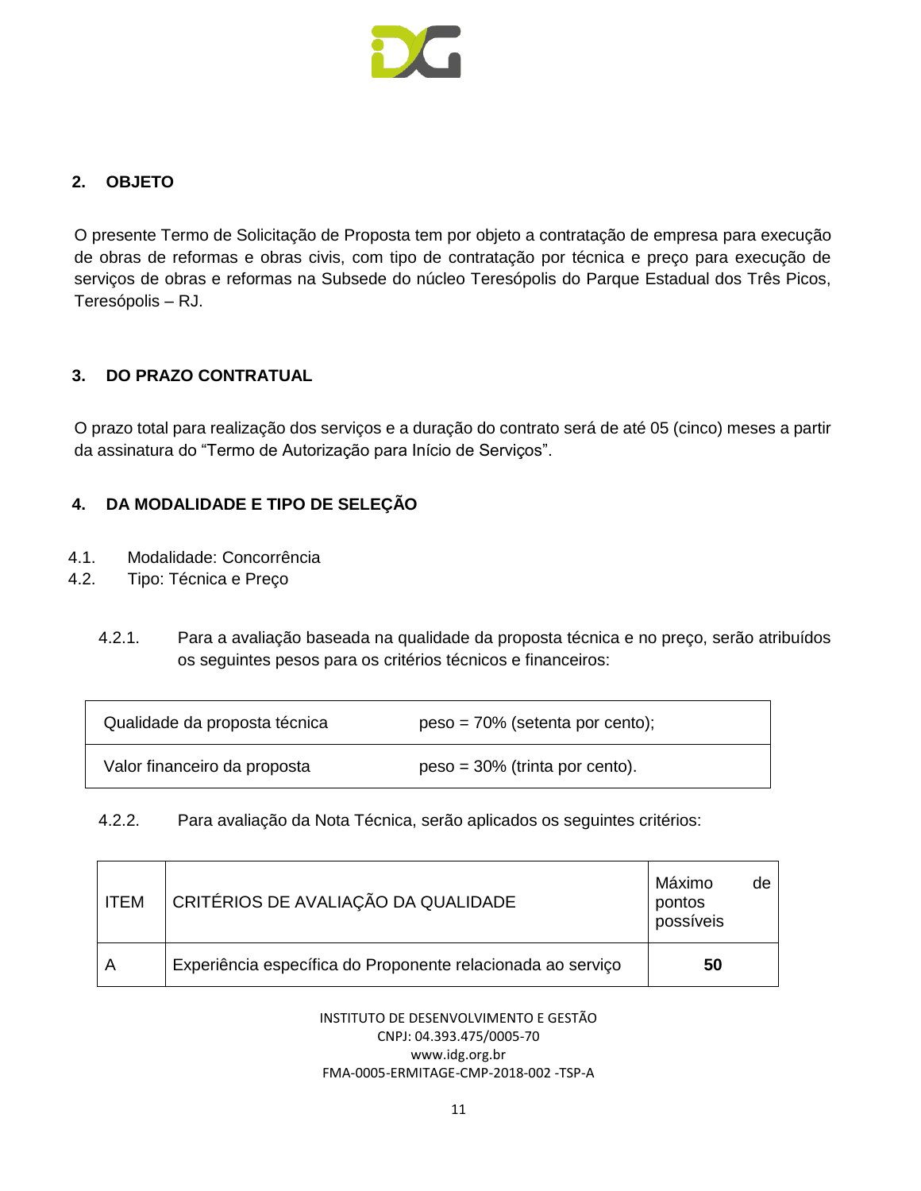## 2. OBJETO

O presente Termo de Solicitação de Proposta tem por objeto a contratação de empresa para execução de obras de reformas e obras civis, com tipo de contratação por técnica e preço para execução de serviços de obras e reformas na Subsede do núcleo Teresópolis do Parque Estadual dos Três Picos, Teresópolis – RJ.

## 3. DO PRAZO CONTRATUAL

O prazo total para realização dos serviços e a duração do contrato será de até 05 (cinco) meses a partir da assinatura do "Termo de Autorização para Início de Serviços".

## 4. DA MODALIDADE E TIPO DE SELEÇÃO

4.1. Modalidade: Concorrência

4.2. Tipo: Técnica e Preço

4.2.1. Para a avaliação baseada na qualidade da proposta técnica e no preço, serão atribuídos os seguintes pesos para os critérios técnicos e financeiros:

| | |
|---|---|
| Qualidade da proposta técnica | peso = 70% (setenta por cento); |
| Valor financeiro da proposta | peso = 30% (trinta por cento). |

4.2.2. Para avaliação da Nota Técnica, serão aplicados os seguintes critérios:

| ITEM | CRITÉRIOS DE AVALIAÇÃO DA QUALIDADE | Máximo de pontos possíveis |
|---|---|---|
| A | Experiência específica do Proponente relacionada ao serviço | **50** |

INSTITUTO DE DESENVOLVIMENTO E GESTÃO
CNPJ: 04.393.475/0005-70
www.idg.org.br
FMA-0005-ERMITAGE-CMP-2018-002 -TSP-A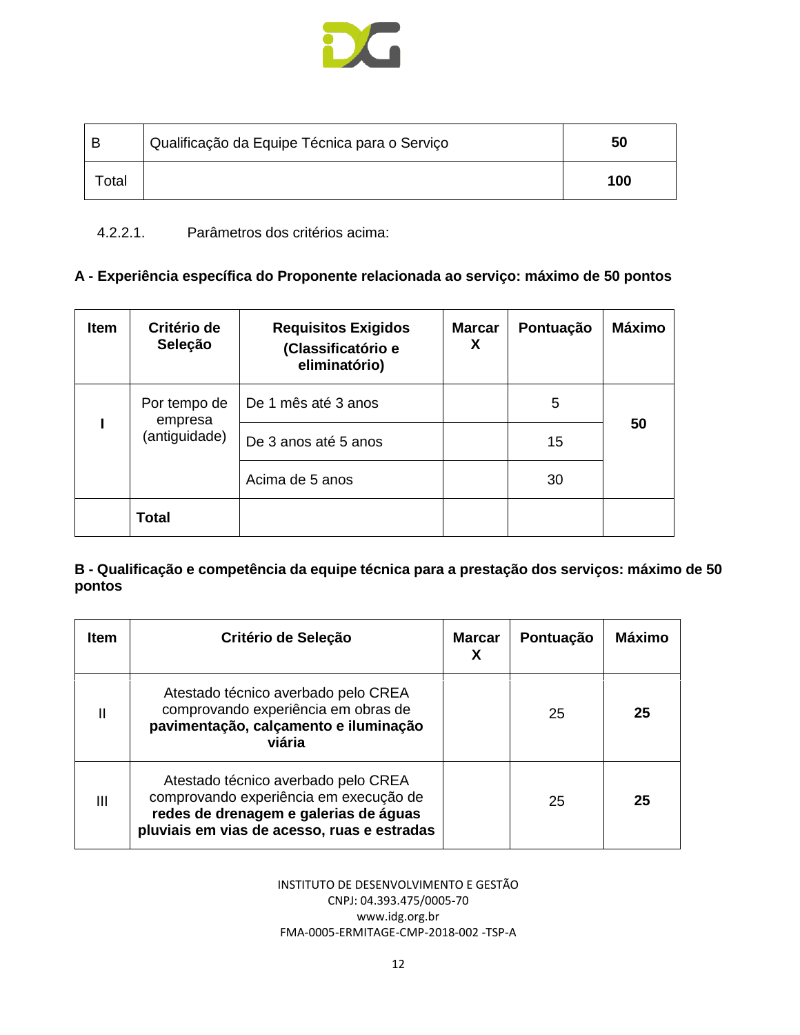| B | Qualificação da Equipe Técnica para o Serviço | **50** |
|---|---|---|
| Total | | **100** |

4.2.2.1. Parâmetros dos critérios acima:

**A - Experiência específica do Proponente relacionada ao serviço: máximo de 50 pontos**

| **Item** | **Critério de Seleção** | **Requisitos Exigidos (Classificatório e eliminatório)** | **Marcar X** | **Pontuação** | **Máximo** |
|---|---|---|---|---|---|
| **I** | Por tempo de empresa (antiguidade) | De 1 mês até 3 anos | | 5 | **50** |
| | | De 3 anos até 5 anos | | 15 | |
| | | Acima de 5 anos | | 30 | |
| | **Total** | | | | |

**B - Qualificação e competência da equipe técnica para a prestação dos serviços: máximo de 50 pontos**

| **Item** | **Critério de Seleção** | **Marcar X** | **Pontuação** | **Máximo** |
|---|---|---|---|---|
| II | Atestado técnico averbado pelo CREA comprovando experiência em obras de **pavimentação, calçamento e iluminação viária** | | 25 | **25** |
| III | Atestado técnico averbado pelo CREA comprovando experiência em execução de **redes de drenagem e galerias de águas pluviais em vias de acesso, ruas e estradas** | | 25 | **25** |

INSTITUTO DE DESENVOLVIMENTO E GESTÃO
CNPJ: 04.393.475/0005-70
www.idg.org.br
FMA-0005-ERMITAGE-CMP-2018-002 -TSP-A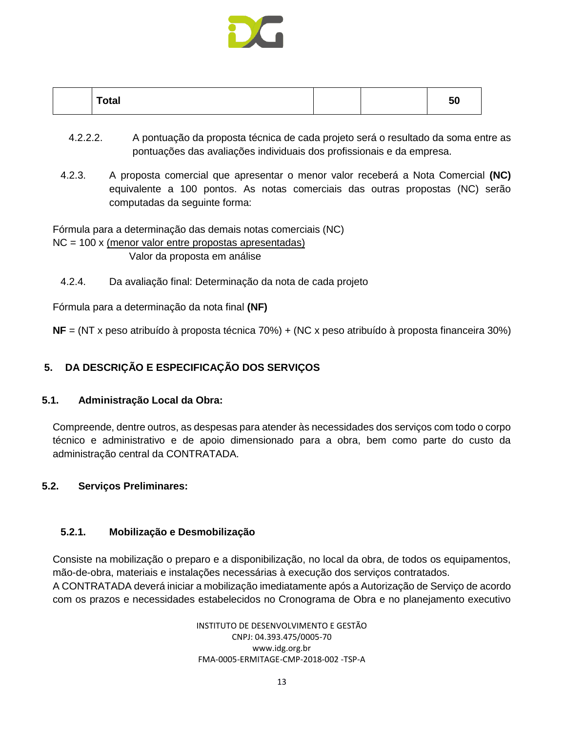| | Total | | | 50 |
|---|---|---|---|---|

4.2.2.2. A pontuação da proposta técnica de cada projeto será o resultado da soma entre as pontuações das avaliações individuais dos profissionais e da empresa.

4.2.3. A proposta comercial que apresentar o menor valor receberá a Nota Comercial **(NC)** equivalente a 100 pontos. As notas comerciais das outras propostas (NC) serão computadas da seguinte forma:

Fórmula para a determinação das demais notas comerciais (NC)

$$NC = 100 \times \frac{\text{(menor valor entre propostas apresentadas)}}{\text{Valor da proposta em análise}}$$

4.2.4. Da avaliação final: Determinação da nota de cada projeto

Fórmula para a determinação da nota final **(NF)**

**NF** = (NT x peso atribuído à proposta técnica 70%) + (NC x peso atribuído à proposta financeira 30%)

## 5. DA DESCRIÇÃO E ESPECIFICAÇÃO DOS SERVIÇOS

### 5.1. Administração Local da Obra:

Compreende, dentre outros, as despesas para atender às necessidades dos serviços com todo o corpo técnico e administrativo e de apoio dimensionado para a obra, bem como parte do custo da administração central da CONTRATADA.

### 5.2. Serviços Preliminares:

#### 5.2.1. Mobilização e Desmobilização

Consiste na mobilização o preparo e a disponibilização, no local da obra, de todos os equipamentos, mão-de-obra, materiais e instalações necessárias à execução dos serviços contratados.
A CONTRATADA deverá iniciar a mobilização imediatamente após a Autorização de Serviço de acordo com os prazos e necessidades estabelecidos no Cronograma de Obra e no planejamento executivo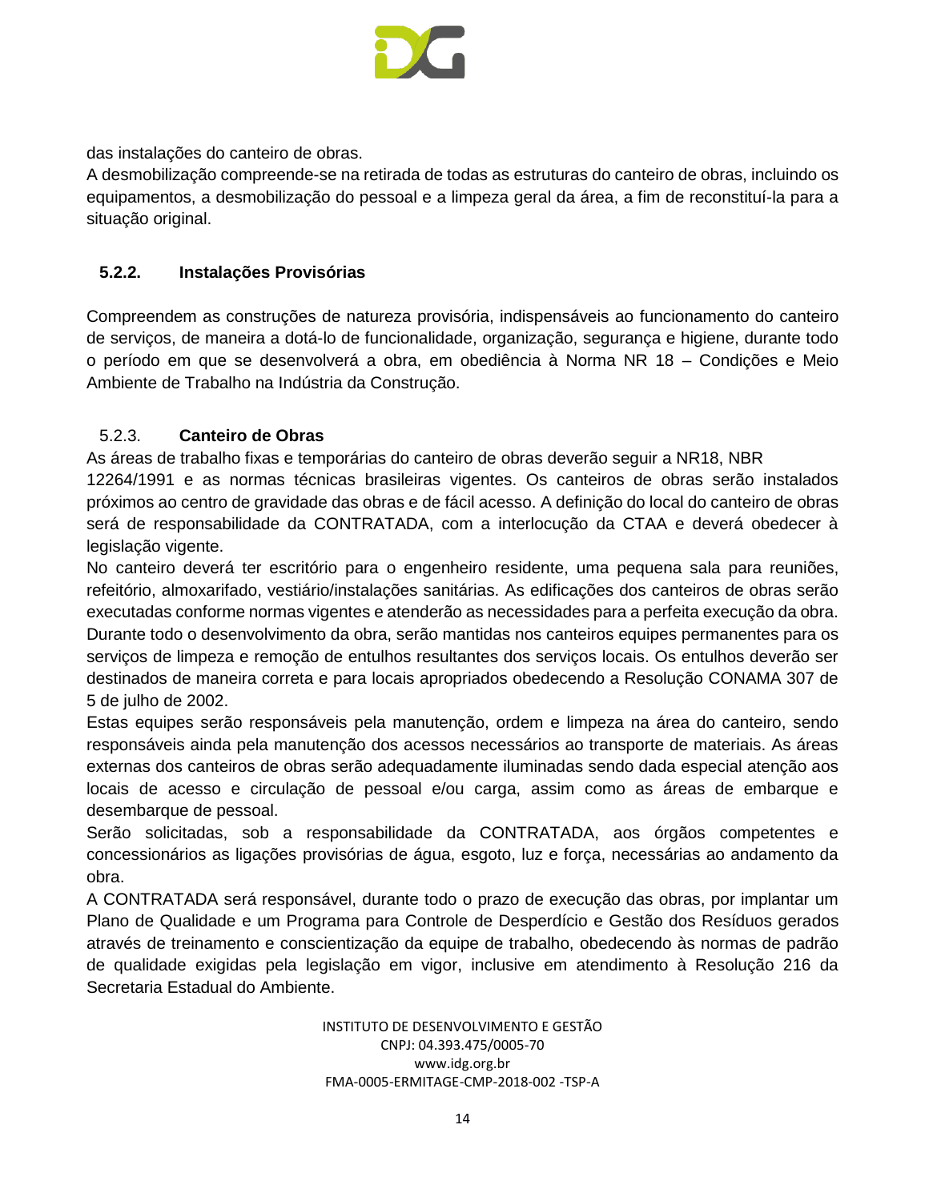das instalações do canteiro de obras.

A desmobilização compreende-se na retirada de todas as estruturas do canteiro de obras, incluindo os equipamentos, a desmobilização do pessoal e a limpeza geral da área, a fim de reconstituí-la para a situação original.

### 5.2.2. Instalações Provisórias

Compreendem as construções de natureza provisória, indispensáveis ao funcionamento do canteiro de serviços, de maneira a dotá-lo de funcionalidade, organização, segurança e higiene, durante todo o período em que se desenvolverá a obra, em obediência à Norma NR 18 – Condições e Meio Ambiente de Trabalho na Indústria da Construção.

### 5.2.3. Canteiro de Obras

As áreas de trabalho fixas e temporárias do canteiro de obras deverão seguir a NR18, NBR 12264/1991 e as normas técnicas brasileiras vigentes. Os canteiros de obras serão instalados próximos ao centro de gravidade das obras e de fácil acesso. A definição do local do canteiro de obras será de responsabilidade da CONTRATADA, com a interlocução da CTAA e deverá obedecer à legislação vigente.

No canteiro deverá ter escritório para o engenheiro residente, uma pequena sala para reuniões, refeitório, almoxarifado, vestiário/instalações sanitárias. As edificações dos canteiros de obras serão executadas conforme normas vigentes e atenderão as necessidades para a perfeita execução da obra.

Durante todo o desenvolvimento da obra, serão mantidas nos canteiros equipes permanentes para os serviços de limpeza e remoção de entulhos resultantes dos serviços locais. Os entulhos deverão ser destinados de maneira correta e para locais apropriados obedecendo a Resolução CONAMA 307 de 5 de julho de 2002.

Estas equipes serão responsáveis pela manutenção, ordem e limpeza na área do canteiro, sendo responsáveis ainda pela manutenção dos acessos necessários ao transporte de materiais. As áreas externas dos canteiros de obras serão adequadamente iluminadas sendo dada especial atenção aos locais de acesso e circulação de pessoal e/ou carga, assim como as áreas de embarque e desembarque de pessoal.

Serão solicitadas, sob a responsabilidade da CONTRATADA, aos órgãos competentes e concessionários as ligações provisórias de água, esgoto, luz e força, necessárias ao andamento da obra.

A CONTRATADA será responsável, durante todo o prazo de execução das obras, por implantar um Plano de Qualidade e um Programa para Controle de Desperdício e Gestão dos Resíduos gerados através de treinamento e conscientização da equipe de trabalho, obedecendo às normas de padrão de qualidade exigidas pela legislação em vigor, inclusive em atendimento à Resolução 216 da Secretaria Estadual do Ambiente.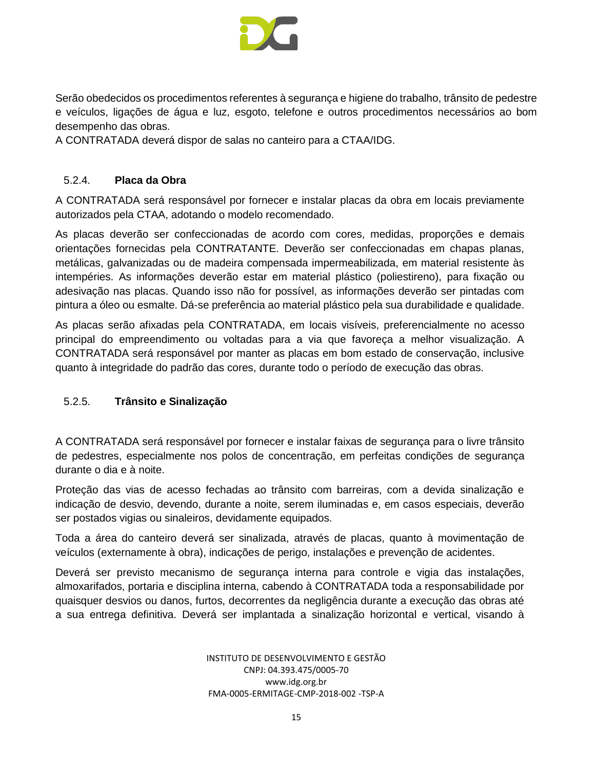Serão obedecidos os procedimentos referentes à segurança e higiene do trabalho, trânsito de pedestre e veículos, ligações de água e luz, esgoto, telefone e outros procedimentos necessários ao bom desempenho das obras.

A CONTRATADA deverá dispor de salas no canteiro para a CTAA/IDG.

#### 5.2.4. **Placa da Obra**

A CONTRATADA será responsável por fornecer e instalar placas da obra em locais previamente autorizados pela CTAA, adotando o modelo recomendado.

As placas deverão ser confeccionadas de acordo com cores, medidas, proporções e demais orientações fornecidas pela CONTRATANTE. Deverão ser confeccionadas em chapas planas, metálicas, galvanizadas ou de madeira compensada impermeabilizada, em material resistente às intempéries. As informações deverão estar em material plástico (poliestireno), para fixação ou adesivação nas placas. Quando isso não for possível, as informações deverão ser pintadas com pintura a óleo ou esmalte. Dá-se preferência ao material plástico pela sua durabilidade e qualidade.

As placas serão afixadas pela CONTRATADA, em locais visíveis, preferencialmente no acesso principal do empreendimento ou voltadas para a via que favoreça a melhor visualização. A CONTRATADA será responsável por manter as placas em bom estado de conservação, inclusive quanto à integridade do padrão das cores, durante todo o período de execução das obras.

#### 5.2.5. **Trânsito e Sinalização**

A CONTRATADA será responsável por fornecer e instalar faixas de segurança para o livre trânsito de pedestres, especialmente nos polos de concentração, em perfeitas condições de segurança durante o dia e à noite.

Proteção das vias de acesso fechadas ao trânsito com barreiras, com a devida sinalização e indicação de desvio, devendo, durante a noite, serem iluminadas e, em casos especiais, deverão ser postados vigias ou sinaleiros, devidamente equipados.

Toda a área do canteiro deverá ser sinalizada, através de placas, quanto à movimentação de veículos (externamente à obra), indicações de perigo, instalações e prevenção de acidentes.

Deverá ser previsto mecanismo de segurança interna para controle e vigia das instalações, almoxarifados, portaria e disciplina interna, cabendo à CONTRATADA toda a responsabilidade por quaisquer desvios ou danos, furtos, decorrentes da negligência durante a execução das obras até a sua entrega definitiva. Deverá ser implantada a sinalização horizontal e vertical, visando à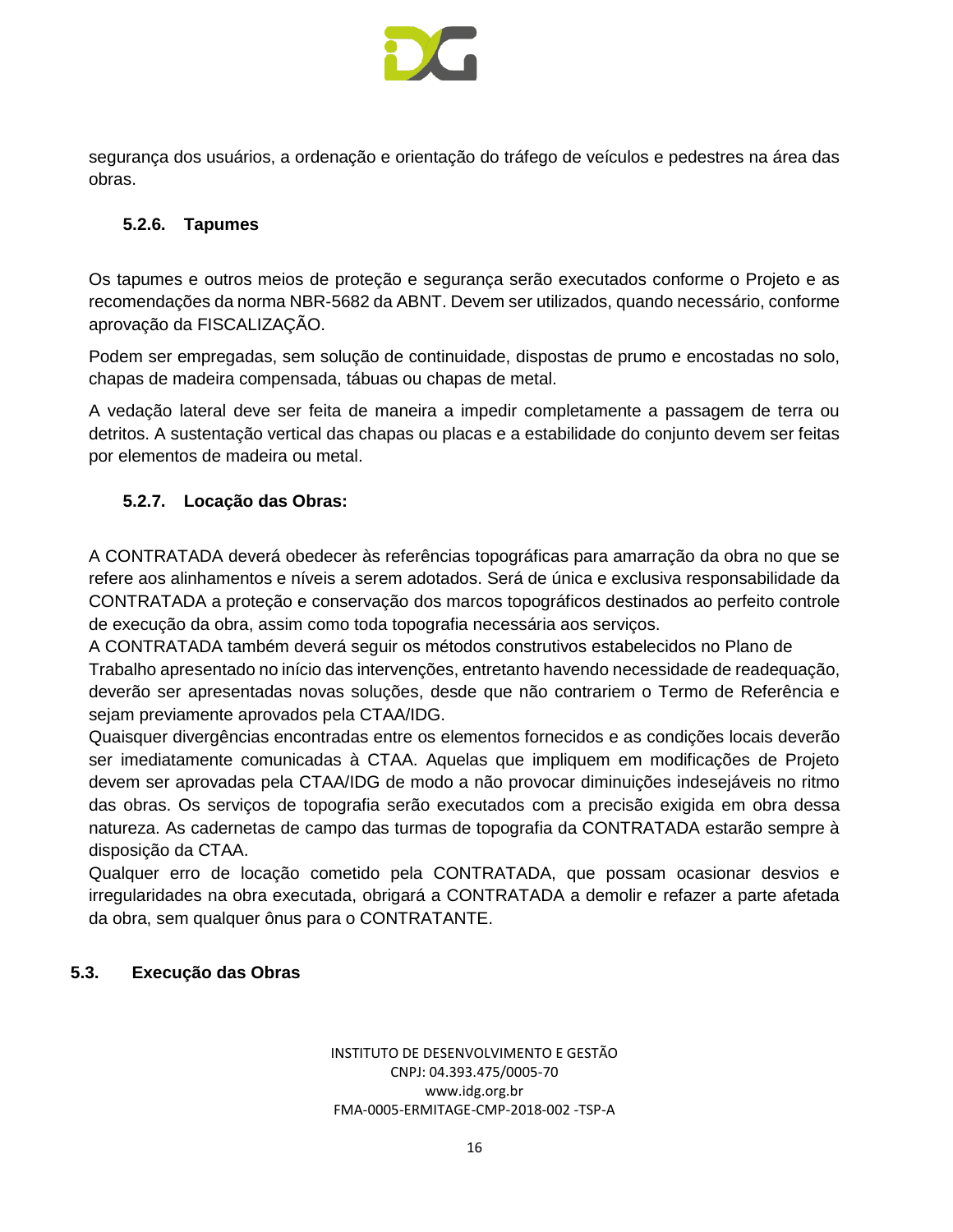segurança dos usuários, a ordenação e orientação do tráfego de veículos e pedestres na área das obras.

#### 5.2.6. Tapumes

Os tapumes e outros meios de proteção e segurança serão executados conforme o Projeto e as recomendações da norma NBR-5682 da ABNT. Devem ser utilizados, quando necessário, conforme aprovação da FISCALIZAÇÃO.

Podem ser empregadas, sem solução de continuidade, dispostas de prumo e encostadas no solo, chapas de madeira compensada, tábuas ou chapas de metal.

A vedação lateral deve ser feita de maneira a impedir completamente a passagem de terra ou detritos. A sustentação vertical das chapas ou placas e a estabilidade do conjunto devem ser feitas por elementos de madeira ou metal.

#### 5.2.7. Locação das Obras:

A CONTRATADA deverá obedecer às referências topográficas para amarração da obra no que se refere aos alinhamentos e níveis a serem adotados. Será de única e exclusiva responsabilidade da CONTRATADA a proteção e conservação dos marcos topográficos destinados ao perfeito controle de execução da obra, assim como toda topografia necessária aos serviços.
A CONTRATADA também deverá seguir os métodos construtivos estabelecidos no Plano de Trabalho apresentado no início das intervenções, entretanto havendo necessidade de readequação, deverão ser apresentadas novas soluções, desde que não contrariem o Termo de Referência e sejam previamente aprovados pela CTAA/IDG.
Quaisquer divergências encontradas entre os elementos fornecidos e as condições locais deverão ser imediatamente comunicadas à CTAA. Aquelas que impliquem em modificações de Projeto devem ser aprovadas pela CTAA/IDG de modo a não provocar diminuições indesejáveis no ritmo das obras. Os serviços de topografia serão executados com a precisão exigida em obra dessa natureza. As cadernetas de campo das turmas de topografia da CONTRATADA estarão sempre à disposição da CTAA.
Qualquer erro de locação cometido pela CONTRATADA, que possam ocasionar desvios e irregularidades na obra executada, obrigará a CONTRATADA a demolir e refazer a parte afetada da obra, sem qualquer ônus para o CONTRATANTE.

### 5.3. Execução das Obras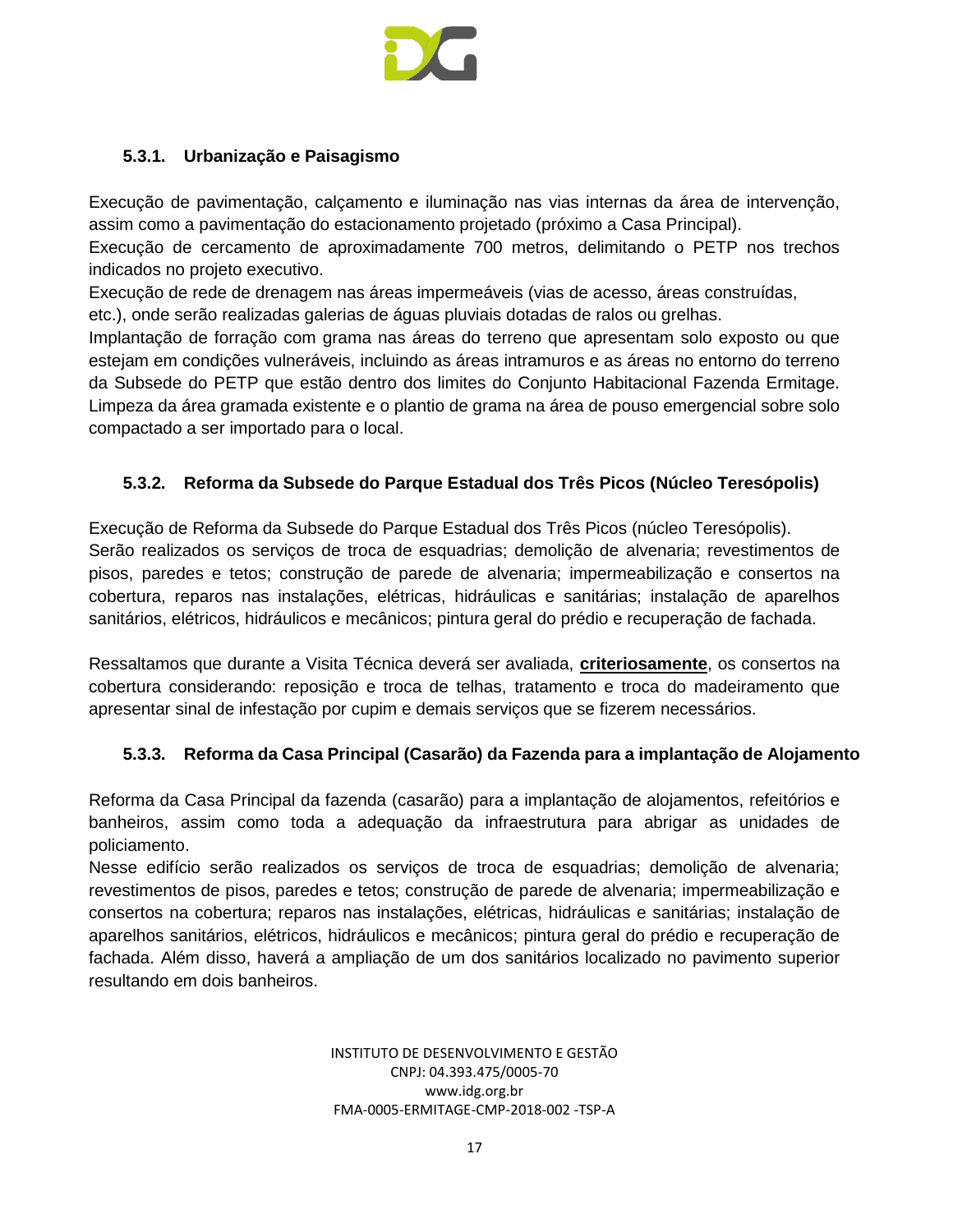### 5.3.1. Urbanização e Paisagismo

Execução de pavimentação, calçamento e iluminação nas vias internas da área de intervenção, assim como a pavimentação do estacionamento projetado (próximo a Casa Principal).
Execução de cercamento de aproximadamente 700 metros, delimitando o PETP nos trechos indicados no projeto executivo.
Execução de rede de drenagem nas áreas impermeáveis (vias de acesso, áreas construídas, etc.), onde serão realizadas galerias de águas pluviais dotadas de ralos ou grelhas.
Implantação de forração com grama nas áreas do terreno que apresentam solo exposto ou que estejam em condições vulneráveis, incluindo as áreas intramuros e as áreas no entorno do terreno da Subsede do PETP que estão dentro dos limites do Conjunto Habitacional Fazenda Ermitage. Limpeza da área gramada existente e o plantio de grama na área de pouso emergencial sobre solo compactado a ser importado para o local.

### 5.3.2. Reforma da Subsede do Parque Estadual dos Três Picos (Núcleo Teresópolis)

Execução de Reforma da Subsede do Parque Estadual dos Três Picos (núcleo Teresópolis).
Serão realizados os serviços de troca de esquadrias; demolição de alvenaria; revestimentos de pisos, paredes e tetos; construção de parede de alvenaria; impermeabilização e consertos na cobertura, reparos nas instalações, elétricas, hidráulicas e sanitárias; instalação de aparelhos sanitários, elétricos, hidráulicos e mecânicos; pintura geral do prédio e recuperação de fachada.

Ressaltamos que durante a Visita Técnica deverá ser avaliada, **criteriosamente**, os consertos na cobertura considerando: reposição e troca de telhas, tratamento e troca do madeiramento que apresentar sinal de infestação por cupim e demais serviços que se fizerem necessários.

### 5.3.3. Reforma da Casa Principal (Casarão) da Fazenda para a implantação de Alojamento

Reforma da Casa Principal da fazenda (casarão) para a implantação de alojamentos, refeitórios e banheiros, assim como toda a adequação da infraestrutura para abrigar as unidades de policiamento.
Nesse edifício serão realizados os serviços de troca de esquadrias; demolição de alvenaria; revestimentos de pisos, paredes e tetos; construção de parede de alvenaria; impermeabilização e consertos na cobertura; reparos nas instalações, elétricas, hidráulicas e sanitárias; instalação de aparelhos sanitários, elétricos, hidráulicos e mecânicos; pintura geral do prédio e recuperação de fachada. Além disso, haverá a ampliação de um dos sanitários localizado no pavimento superior resultando em dois banheiros.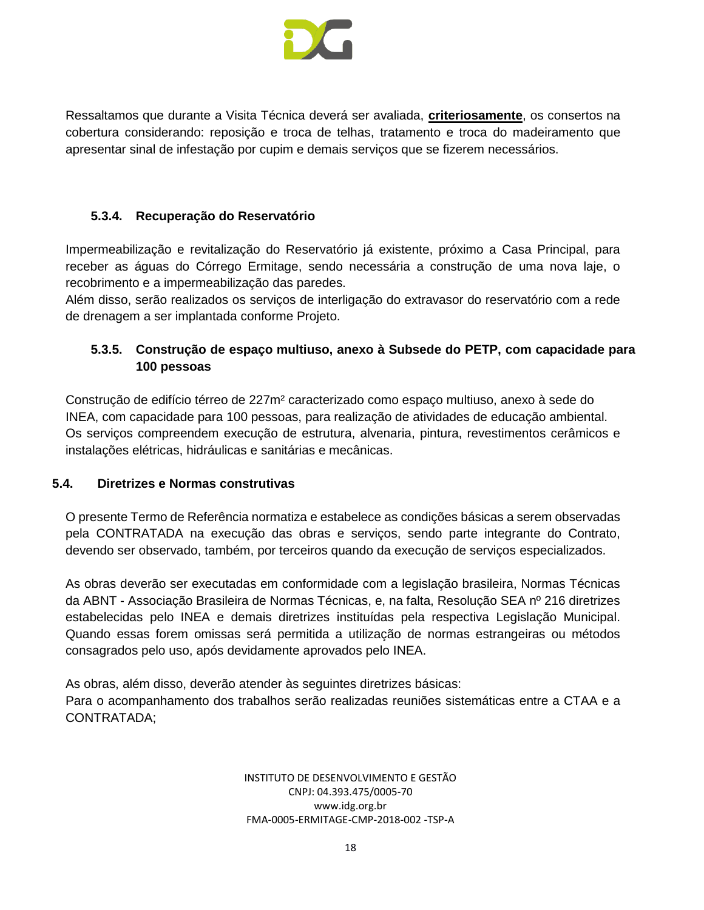Ressaltamos que durante a Visita Técnica deverá ser avaliada, **criteriosamente**, os consertos na cobertura considerando: reposição e troca de telhas, tratamento e troca do madeiramento que apresentar sinal de infestação por cupim e demais serviços que se fizerem necessários.

#### 5.3.4. Recuperação do Reservatório

Impermeabilização e revitalização do Reservatório já existente, próximo a Casa Principal, para receber as águas do Córrego Ermitage, sendo necessária a construção de uma nova laje, o recobrimento e a impermeabilização das paredes.
Além disso, serão realizados os serviços de interligação do extravasor do reservatório com a rede de drenagem a ser implantada conforme Projeto.

#### 5.3.5. Construção de espaço multiuso, anexo à Subsede do PETP, com capacidade para 100 pessoas

Construção de edifício térreo de 227m² caracterizado como espaço multiuso, anexo à sede do INEA, com capacidade para 100 pessoas, para realização de atividades de educação ambiental.
Os serviços compreendem execução de estrutura, alvenaria, pintura, revestimentos cerâmicos e instalações elétricas, hidráulicas e sanitárias e mecânicas.

### 5.4. Diretrizes e Normas construtivas

O presente Termo de Referência normatiza e estabelece as condições básicas a serem observadas pela CONTRATADA na execução das obras e serviços, sendo parte integrante do Contrato, devendo ser observado, também, por terceiros quando da execução de serviços especializados.

As obras deverão ser executadas em conformidade com a legislação brasileira, Normas Técnicas da ABNT - Associação Brasileira de Normas Técnicas, e, na falta, Resolução SEA nº 216 diretrizes estabelecidas pelo INEA e demais diretrizes instituídas pela respectiva Legislação Municipal. Quando essas forem omissas será permitida a utilização de normas estrangeiras ou métodos consagrados pelo uso, após devidamente aprovados pelo INEA.

As obras, além disso, deverão atender às seguintes diretrizes básicas:
Para o acompanhamento dos trabalhos serão realizadas reuniões sistemáticas entre a CTAA e a CONTRATADA;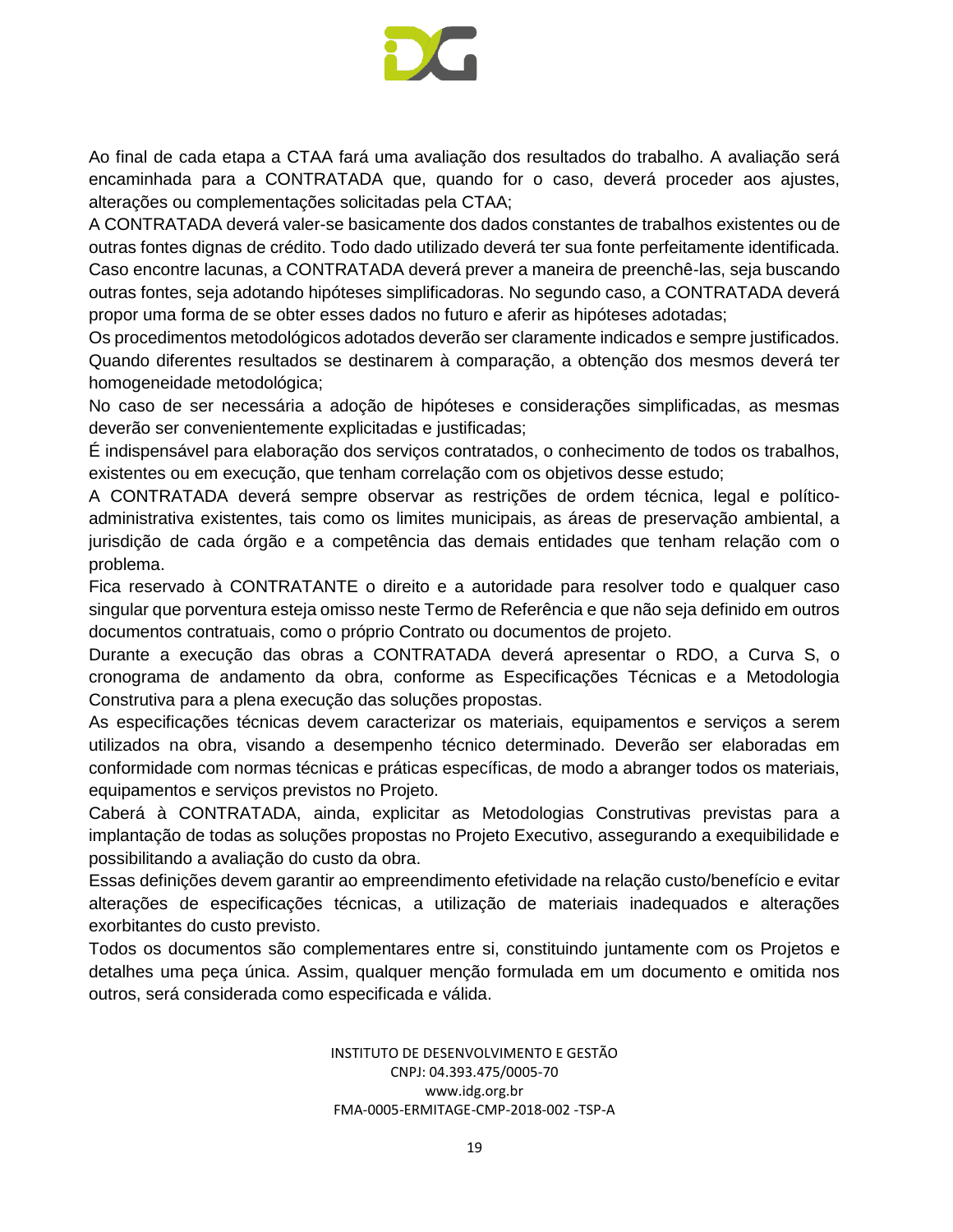Ao final de cada etapa a CTAA fará uma avaliação dos resultados do trabalho. A avaliação será encaminhada para a CONTRATADA que, quando for o caso, deverá proceder aos ajustes, alterações ou complementações solicitadas pela CTAA;

A CONTRATADA deverá valer-se basicamente dos dados constantes de trabalhos existentes ou de outras fontes dignas de crédito. Todo dado utilizado deverá ter sua fonte perfeitamente identificada. Caso encontre lacunas, a CONTRATADA deverá prever a maneira de preenchê-las, seja buscando outras fontes, seja adotando hipóteses simplificadoras. No segundo caso, a CONTRATADA deverá propor uma forma de se obter esses dados no futuro e aferir as hipóteses adotadas;

Os procedimentos metodológicos adotados deverão ser claramente indicados e sempre justificados. Quando diferentes resultados se destinarem à comparação, a obtenção dos mesmos deverá ter homogeneidade metodológica;

No caso de ser necessária a adoção de hipóteses e considerações simplificadas, as mesmas deverão ser convenientemente explicitadas e justificadas;

É indispensável para elaboração dos serviços contratados, o conhecimento de todos os trabalhos, existentes ou em execução, que tenham correlação com os objetivos desse estudo;

A CONTRATADA deverá sempre observar as restrições de ordem técnica, legal e político-administrativa existentes, tais como os limites municipais, as áreas de preservação ambiental, a jurisdição de cada órgão e a competência das demais entidades que tenham relação com o problema.

Fica reservado à CONTRATANTE o direito e a autoridade para resolver todo e qualquer caso singular que porventura esteja omisso neste Termo de Referência e que não seja definido em outros documentos contratuais, como o próprio Contrato ou documentos de projeto.

Durante a execução das obras a CONTRATADA deverá apresentar o RDO, a Curva S, o cronograma de andamento da obra, conforme as Especificações Técnicas e a Metodologia Construtiva para a plena execução das soluções propostas.

As especificações técnicas devem caracterizar os materiais, equipamentos e serviços a serem utilizados na obra, visando a desempenho técnico determinado. Deverão ser elaboradas em conformidade com normas técnicas e práticas específicas, de modo a abranger todos os materiais, equipamentos e serviços previstos no Projeto.

Caberá à CONTRATADA, ainda, explicitar as Metodologias Construtivas previstas para a implantação de todas as soluções propostas no Projeto Executivo, assegurando a exequibilidade e possibilitando a avaliação do custo da obra.

Essas definições devem garantir ao empreendimento efetividade na relação custo/benefício e evitar alterações de especificações técnicas, a utilização de materiais inadequados e alterações exorbitantes do custo previsto.

Todos os documentos são complementares entre si, constituindo juntamente com os Projetos e detalhes uma peça única. Assim, qualquer menção formulada em um documento e omitida nos outros, será considerada como especificada e válida.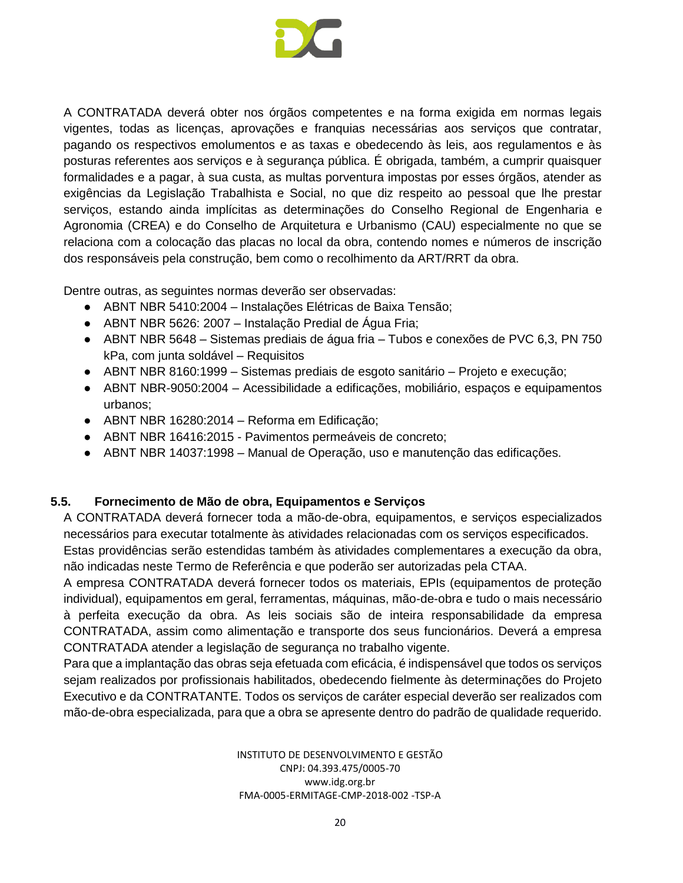A CONTRATADA deverá obter nos órgãos competentes e na forma exigida em normas legais vigentes, todas as licenças, aprovações e franquias necessárias aos serviços que contratar, pagando os respectivos emolumentos e as taxas e obedecendo às leis, aos regulamentos e às posturas referentes aos serviços e à segurança pública. É obrigada, também, a cumprir quaisquer formalidades e a pagar, à sua custa, as multas porventura impostas por esses órgãos, atender as exigências da Legislação Trabalhista e Social, no que diz respeito ao pessoal que lhe prestar serviços, estando ainda implícitas as determinações do Conselho Regional de Engenharia e Agronomia (CREA) e do Conselho de Arquitetura e Urbanismo (CAU) especialmente no que se relaciona com a colocação das placas no local da obra, contendo nomes e números de inscrição dos responsáveis pela construção, bem como o recolhimento da ART/RRT da obra.

Dentre outras, as seguintes normas deverão ser observadas:

- ABNT NBR 5410:2004 – Instalações Elétricas de Baixa Tensão;
- ABNT NBR 5626: 2007 – Instalação Predial de Água Fria;
- ABNT NBR 5648 – Sistemas prediais de água fria – Tubos e conexões de PVC 6,3, PN 750 kPa, com junta soldável – Requisitos
- ABNT NBR 8160:1999 – Sistemas prediais de esgoto sanitário – Projeto e execução;
- ABNT NBR-9050:2004 – Acessibilidade a edificações, mobiliário, espaços e equipamentos urbanos;
- ABNT NBR 16280:2014 – Reforma em Edificação;
- ABNT NBR 16416:2015 - Pavimentos permeáveis de concreto;
- ABNT NBR 14037:1998 – Manual de Operação, uso e manutenção das edificações.

### 5.5. Fornecimento de Mão de obra, Equipamentos e Serviços

A CONTRATADA deverá fornecer toda a mão-de-obra, equipamentos, e serviços especializados necessários para executar totalmente às atividades relacionadas com os serviços especificados. Estas providências serão estendidas também às atividades complementares a execução da obra, não indicadas neste Termo de Referência e que poderão ser autorizadas pela CTAA.

A empresa CONTRATADA deverá fornecer todos os materiais, EPIs (equipamentos de proteção individual), equipamentos em geral, ferramentas, máquinas, mão-de-obra e tudo o mais necessário à perfeita execução da obra. As leis sociais são de inteira responsabilidade da empresa CONTRATADA, assim como alimentação e transporte dos seus funcionários. Deverá a empresa CONTRATADA atender a legislação de segurança no trabalho vigente.

Para que a implantação das obras seja efetuada com eficácia, é indispensável que todos os serviços sejam realizados por profissionais habilitados, obedecendo fielmente às determinações do Projeto Executivo e da CONTRATANTE. Todos os serviços de caráter especial deverão ser realizados com mão-de-obra especializada, para que a obra se apresente dentro do padrão de qualidade requerido.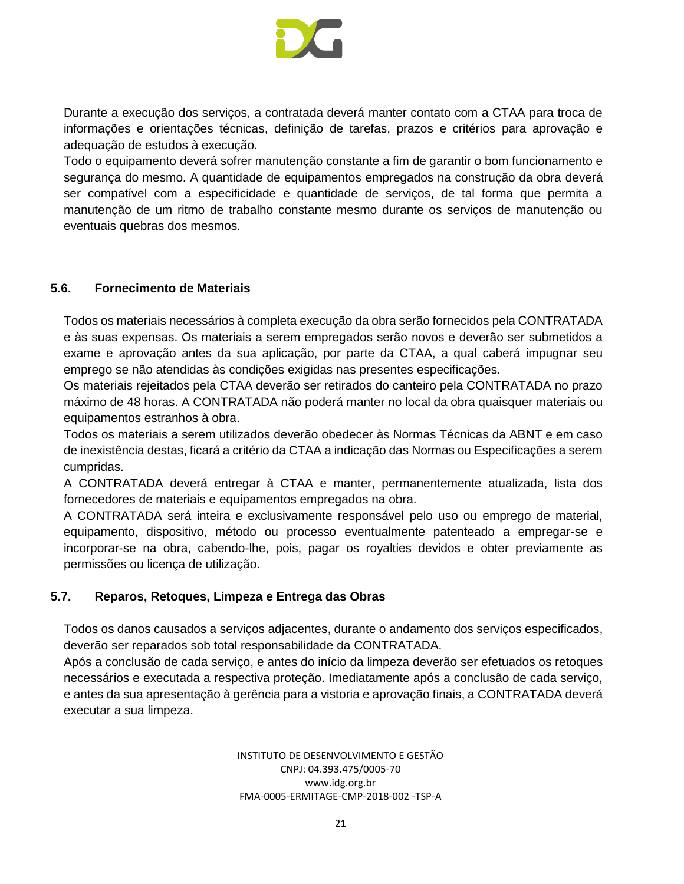Durante a execução dos serviços, a contratada deverá manter contato com a CTAA para troca de informações e orientações técnicas, definição de tarefas, prazos e critérios para aprovação e adequação de estudos à execução.

Todo o equipamento deverá sofrer manutenção constante a fim de garantir o bom funcionamento e segurança do mesmo. A quantidade de equipamentos empregados na construção da obra deverá ser compatível com a especificidade e quantidade de serviços, de tal forma que permita a manutenção de um ritmo de trabalho constante mesmo durante os serviços de manutenção ou eventuais quebras dos mesmos.

### 5.6. Fornecimento de Materiais

Todos os materiais necessários à completa execução da obra serão fornecidos pela CONTRATADA e às suas expensas. Os materiais a serem empregados serão novos e deverão ser submetidos a exame e aprovação antes da sua aplicação, por parte da CTAA, a qual caberá impugnar seu emprego se não atendidas às condições exigidas nas presentes especificações.

Os materiais rejeitados pela CTAA deverão ser retirados do canteiro pela CONTRATADA no prazo máximo de 48 horas. A CONTRATADA não poderá manter no local da obra quaisquer materiais ou equipamentos estranhos à obra.

Todos os materiais a serem utilizados deverão obedecer às Normas Técnicas da ABNT e em caso de inexistência destas, ficará a critério da CTAA a indicação das Normas ou Especificações a serem cumpridas.

A CONTRATADA deverá entregar à CTAA e manter, permanentemente atualizada, lista dos fornecedores de materiais e equipamentos empregados na obra.

A CONTRATADA será inteira e exclusivamente responsável pelo uso ou emprego de material, equipamento, dispositivo, método ou processo eventualmente patenteado a empregar-se e incorporar-se na obra, cabendo-lhe, pois, pagar os royalties devidos e obter previamente as permissões ou licença de utilização.

### 5.7. Reparos, Retoques, Limpeza e Entrega das Obras

Todos os danos causados a serviços adjacentes, durante o andamento dos serviços especificados, deverão ser reparados sob total responsabilidade da CONTRATADA.

Após a conclusão de cada serviço, e antes do início da limpeza deverão ser efetuados os retoques necessários e executada a respectiva proteção. Imediatamente após a conclusão de cada serviço, e antes da sua apresentação à gerência para a vistoria e aprovação finais, a CONTRATADA deverá executar a sua limpeza.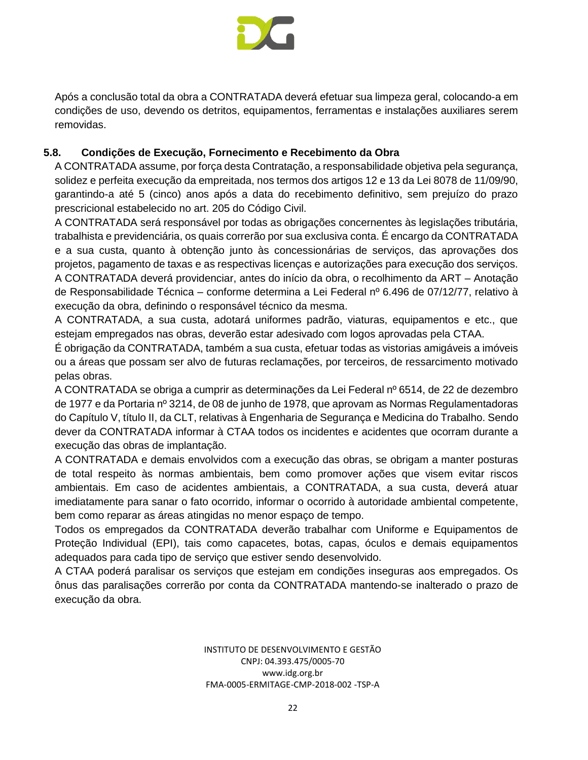Após a conclusão total da obra a CONTRATADA deverá efetuar sua limpeza geral, colocando-a em condições de uso, devendo os detritos, equipamentos, ferramentas e instalações auxiliares serem removidas.

### 5.8. Condições de Execução, Fornecimento e Recebimento da Obra

A CONTRATADA assume, por força desta Contratação, a responsabilidade objetiva pela segurança, solidez e perfeita execução da empreitada, nos termos dos artigos 12 e 13 da Lei 8078 de 11/09/90, garantindo-a até 5 (cinco) anos após a data do recebimento definitivo, sem prejuízo do prazo prescricional estabelecido no art. 205 do Código Civil.

A CONTRATADA será responsável por todas as obrigações concernentes às legislações tributária, trabalhista e previdenciária, os quais correrão por sua exclusiva conta. É encargo da CONTRATADA e a sua custa, quanto à obtenção junto às concessionárias de serviços, das aprovações dos projetos, pagamento de taxas e as respectivas licenças e autorizações para execução dos serviços.

A CONTRATADA deverá providenciar, antes do início da obra, o recolhimento da ART – Anotação de Responsabilidade Técnica – conforme determina a Lei Federal nº 6.496 de 07/12/77, relativo à execução da obra, definindo o responsável técnico da mesma.

A CONTRATADA, a sua custa, adotará uniformes padrão, viaturas, equipamentos e etc., que estejam empregados nas obras, deverão estar adesivado com logos aprovadas pela CTAA.

É obrigação da CONTRATADA, também a sua custa, efetuar todas as vistorias amigáveis a imóveis ou a áreas que possam ser alvo de futuras reclamações, por terceiros, de ressarcimento motivado pelas obras.

A CONTRATADA se obriga a cumprir as determinações da Lei Federal nº 6514, de 22 de dezembro de 1977 e da Portaria nº 3214, de 08 de junho de 1978, que aprovam as Normas Regulamentadoras do Capítulo V, título II, da CLT, relativas à Engenharia de Segurança e Medicina do Trabalho. Sendo dever da CONTRATADA informar à CTAA todos os incidentes e acidentes que ocorram durante a execução das obras de implantação.

A CONTRATADA e demais envolvidos com a execução das obras, se obrigam a manter posturas de total respeito às normas ambientais, bem como promover ações que visem evitar riscos ambientais. Em caso de acidentes ambientais, a CONTRATADA, a sua custa, deverá atuar imediatamente para sanar o fato ocorrido, informar o ocorrido à autoridade ambiental competente, bem como reparar as áreas atingidas no menor espaço de tempo.

Todos os empregados da CONTRATADA deverão trabalhar com Uniforme e Equipamentos de Proteção Individual (EPI), tais como capacetes, botas, capas, óculos e demais equipamentos adequados para cada tipo de serviço que estiver sendo desenvolvido.

A CTAA poderá paralisar os serviços que estejam em condições inseguras aos empregados. Os ônus das paralisações correrão por conta da CONTRATADA mantendo-se inalterado o prazo de execução da obra.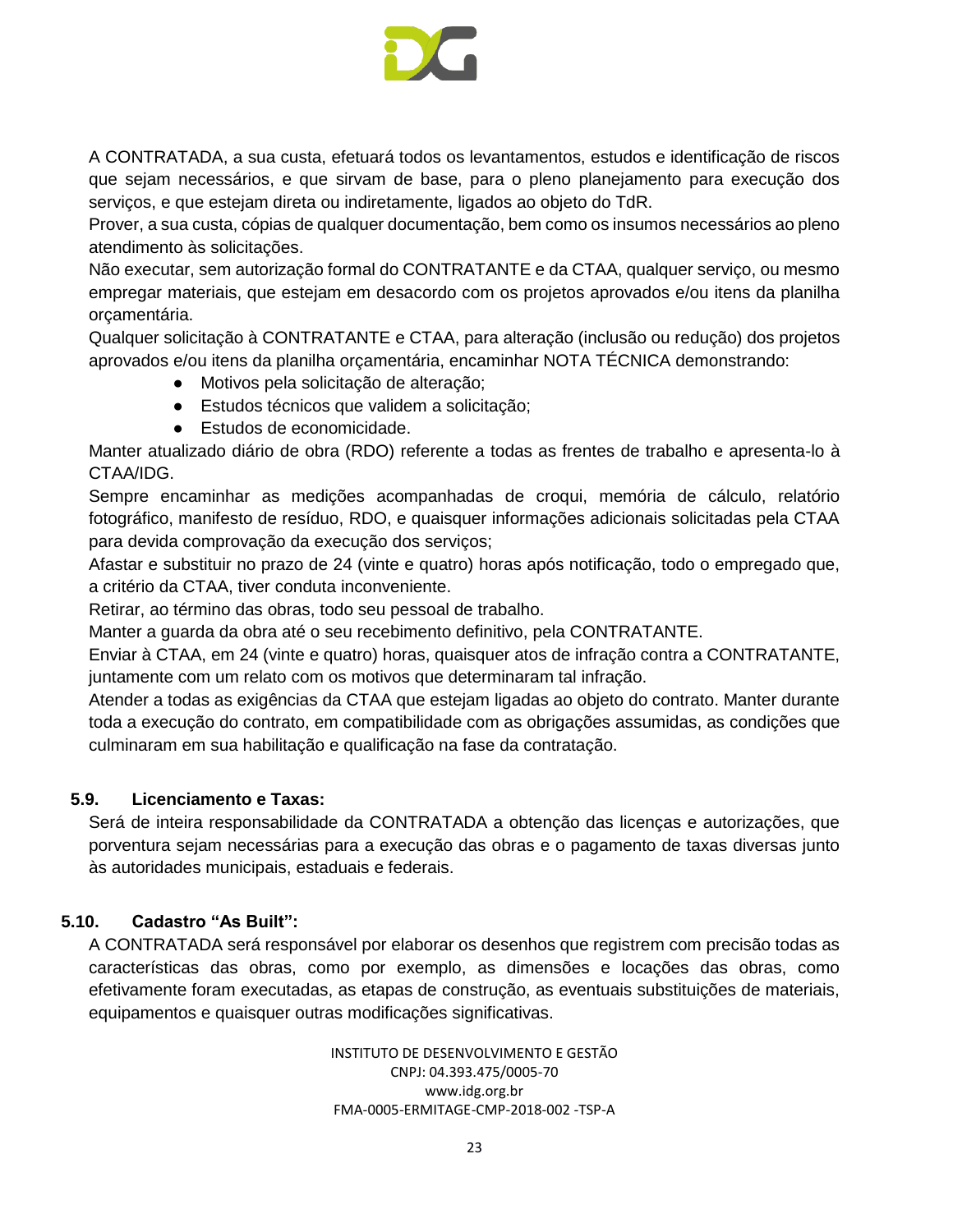A CONTRATADA, a sua custa, efetuará todos os levantamentos, estudos e identificação de riscos que sejam necessários, e que sirvam de base, para o pleno planejamento para execução dos serviços, e que estejam direta ou indiretamente, ligados ao objeto do TdR.

Prover, a sua custa, cópias de qualquer documentação, bem como os insumos necessários ao pleno atendimento às solicitações.

Não executar, sem autorização formal do CONTRATANTE e da CTAA, qualquer serviço, ou mesmo empregar materiais, que estejam em desacordo com os projetos aprovados e/ou itens da planilha orçamentária.

Qualquer solicitação à CONTRATANTE e CTAA, para alteração (inclusão ou redução) dos projetos aprovados e/ou itens da planilha orçamentária, encaminhar NOTA TÉCNICA demonstrando:

- Motivos pela solicitação de alteração;
- Estudos técnicos que validem a solicitação;
- Estudos de economicidade.

Manter atualizado diário de obra (RDO) referente a todas as frentes de trabalho e apresenta-lo à CTAA/IDG.

Sempre encaminhar as medições acompanhadas de croqui, memória de cálculo, relatório fotográfico, manifesto de resíduo, RDO, e quaisquer informações adicionais solicitadas pela CTAA para devida comprovação da execução dos serviços;

Afastar e substituir no prazo de 24 (vinte e quatro) horas após notificação, todo o empregado que, a critério da CTAA, tiver conduta inconveniente.

Retirar, ao término das obras, todo seu pessoal de trabalho.

Manter a guarda da obra até o seu recebimento definitivo, pela CONTRATANTE.

Enviar à CTAA, em 24 (vinte e quatro) horas, quaisquer atos de infração contra a CONTRATANTE, juntamente com um relato com os motivos que determinaram tal infração.

Atender a todas as exigências da CTAA que estejam ligadas ao objeto do contrato. Manter durante toda a execução do contrato, em compatibilidade com as obrigações assumidas, as condições que culminaram em sua habilitação e qualificação na fase da contratação.

### 5.9. Licenciamento e Taxas:

Será de inteira responsabilidade da CONTRATADA a obtenção das licenças e autorizações, que porventura sejam necessárias para a execução das obras e o pagamento de taxas diversas junto às autoridades municipais, estaduais e federais.

### 5.10. Cadastro "As Built":

A CONTRATADA será responsável por elaborar os desenhos que registrem com precisão todas as características das obras, como por exemplo, as dimensões e locações das obras, como efetivamente foram executadas, as etapas de construção, as eventuais substituições de materiais, equipamentos e quaisquer outras modificações significativas.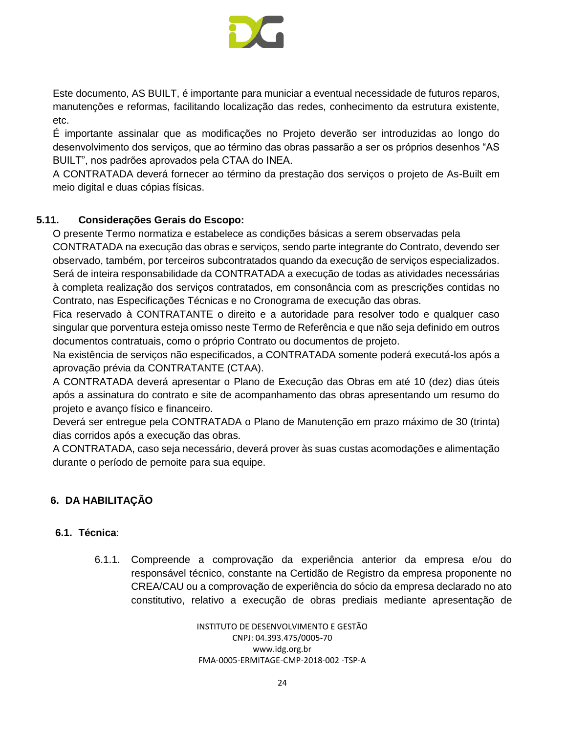Este documento, AS BUILT, é importante para municiar a eventual necessidade de futuros reparos, manutenções e reformas, facilitando localização das redes, conhecimento da estrutura existente, etc.

É importante assinalar que as modificações no Projeto deverão ser introduzidas ao longo do desenvolvimento dos serviços, que ao término das obras passarão a ser os próprios desenhos "AS BUILT", nos padrões aprovados pela CTAA do INEA.

A CONTRATADA deverá fornecer ao término da prestação dos serviços o projeto de As-Built em meio digital e duas cópias físicas.

### 5.11. Considerações Gerais do Escopo:

O presente Termo normatiza e estabelece as condições básicas a serem observadas pela CONTRATADA na execução das obras e serviços, sendo parte integrante do Contrato, devendo ser observado, também, por terceiros subcontratados quando da execução de serviços especializados.

Será de inteira responsabilidade da CONTRATADA a execução de todas as atividades necessárias à completa realização dos serviços contratados, em consonância com as prescrições contidas no Contrato, nas Especificações Técnicas e no Cronograma de execução das obras.

Fica reservado à CONTRATANTE o direito e a autoridade para resolver todo e qualquer caso singular que porventura esteja omisso neste Termo de Referência e que não seja definido em outros documentos contratuais, como o próprio Contrato ou documentos de projeto.

Na existência de serviços não especificados, a CONTRATADA somente poderá executá-los após a aprovação prévia da CONTRATANTE (CTAA).

A CONTRATADA deverá apresentar o Plano de Execução das Obras em até 10 (dez) dias úteis após a assinatura do contrato e site de acompanhamento das obras apresentando um resumo do projeto e avanço físico e financeiro.

Deverá ser entregue pela CONTRATADA o Plano de Manutenção em prazo máximo de 30 (trinta) dias corridos após a execução das obras.

A CONTRATADA, caso seja necessário, deverá prover às suas custas acomodações e alimentação durante o período de pernoite para sua equipe.

## 6. DA HABILITAÇÃO

### 6.1. Técnica:

6.1.1. Compreende a comprovação da experiência anterior da empresa e/ou do responsável técnico, constante na Certidão de Registro da empresa proponente no CREA/CAU ou a comprovação de experiência do sócio da empresa declarado no ato constitutivo, relativo a execução de obras prediais mediante apresentação de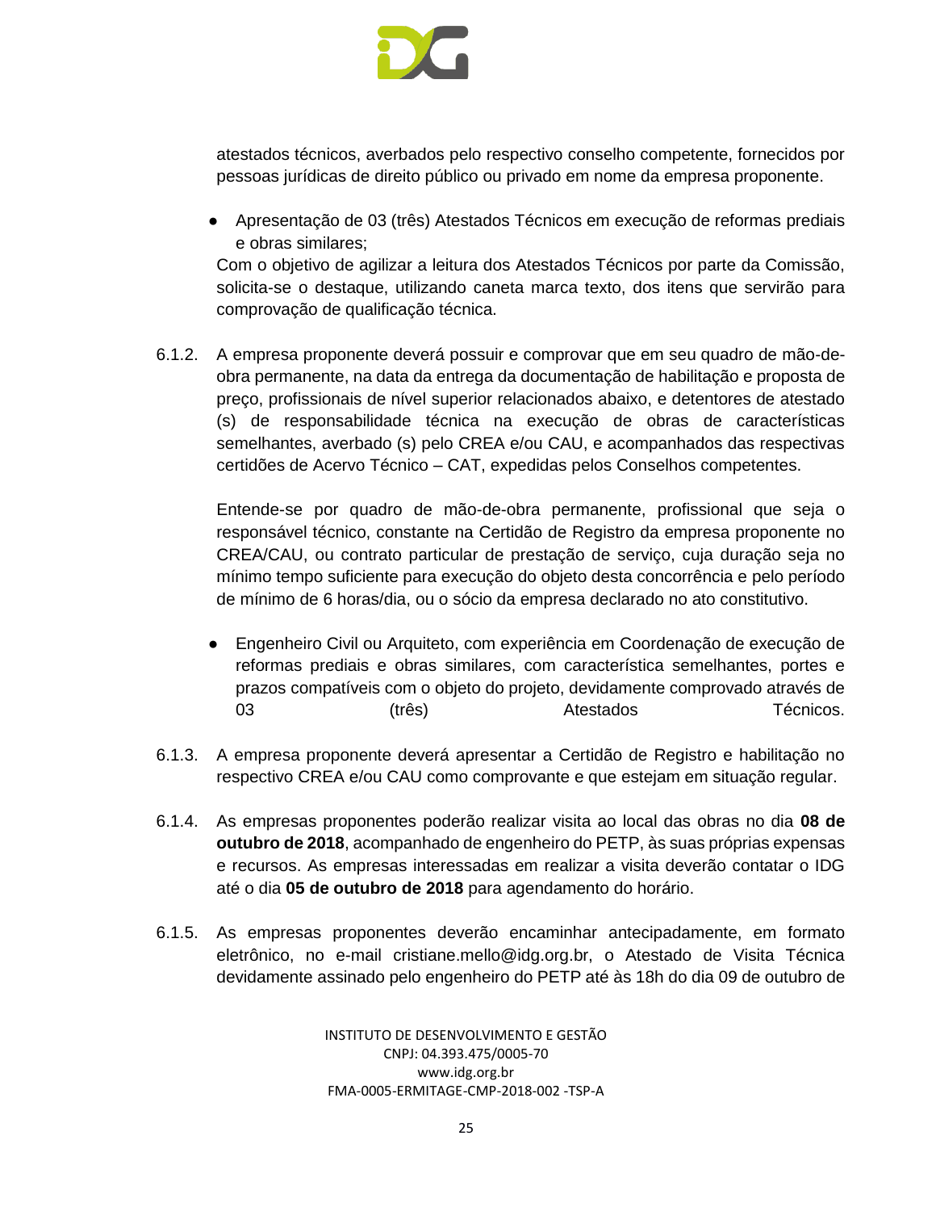atestados técnicos, averbados pelo respectivo conselho competente, fornecidos por pessoas jurídicas de direito público ou privado em nome da empresa proponente.

- Apresentação de 03 (três) Atestados Técnicos em execução de reformas prediais e obras similares;

Com o objetivo de agilizar a leitura dos Atestados Técnicos por parte da Comissão, solicita-se o destaque, utilizando caneta marca texto, dos itens que servirão para comprovação de qualificação técnica.

6.1.2. A empresa proponente deverá possuir e comprovar que em seu quadro de mão-de-obra permanente, na data da entrega da documentação de habilitação e proposta de preço, profissionais de nível superior relacionados abaixo, e detentores de atestado (s) de responsabilidade técnica na execução de obras de características semelhantes, averbado (s) pelo CREA e/ou CAU, e acompanhados das respectivas certidões de Acervo Técnico – CAT, expedidas pelos Conselhos competentes.

Entende-se por quadro de mão-de-obra permanente, profissional que seja o responsável técnico, constante na Certidão de Registro da empresa proponente no CREA/CAU, ou contrato particular de prestação de serviço, cuja duração seja no mínimo tempo suficiente para execução do objeto desta concorrência e pelo período de mínimo de 6 horas/dia, ou o sócio da empresa declarado no ato constitutivo.

- Engenheiro Civil ou Arquiteto, com experiência em Coordenação de execução de reformas prediais e obras similares, com característica semelhantes, portes e prazos compatíveis com o objeto do projeto, devidamente comprovado através de 03 (três) Atestados Técnicos.

6.1.3. A empresa proponente deverá apresentar a Certidão de Registro e habilitação no respectivo CREA e/ou CAU como comprovante e que estejam em situação regular.

6.1.4. As empresas proponentes poderão realizar visita ao local das obras no dia **08 de outubro de 2018**, acompanhado de engenheiro do PETP, às suas próprias expensas e recursos. As empresas interessadas em realizar a visita deverão contatar o IDG até o dia **05 de outubro de 2018** para agendamento do horário.

6.1.5. As empresas proponentes deverão encaminhar antecipadamente, em formato eletrônico, no e-mail cristiane.mello@idg.org.br, o Atestado de Visita Técnica devidamente assinado pelo engenheiro do PETP até às 18h do dia 09 de outubro de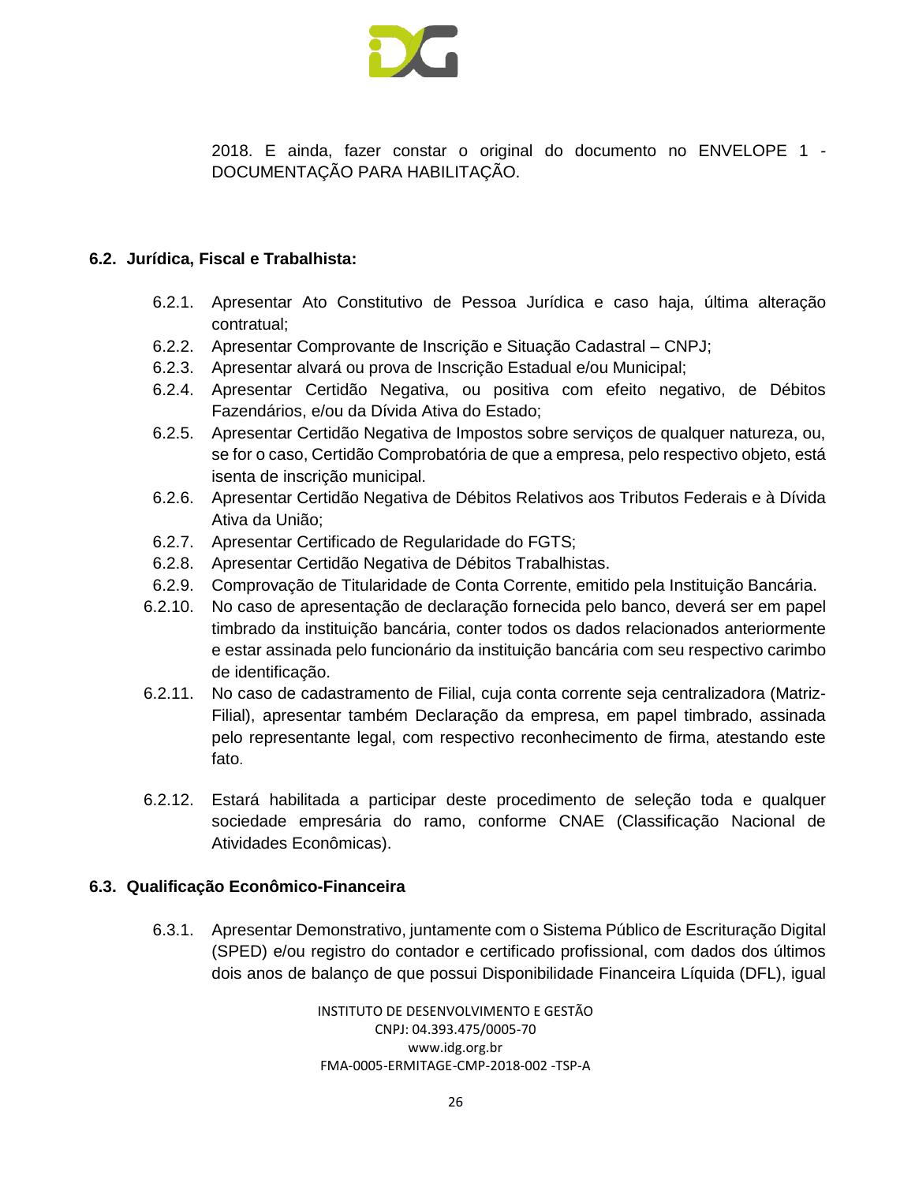2018. E ainda, fazer constar o original do documento no ENVELOPE 1 - DOCUMENTAÇÃO PARA HABILITAÇÃO.

## 6.2. Jurídica, Fiscal e Trabalhista:

6.2.1. Apresentar Ato Constitutivo de Pessoa Jurídica e caso haja, última alteração contratual;

6.2.2. Apresentar Comprovante de Inscrição e Situação Cadastral – CNPJ;

6.2.3. Apresentar alvará ou prova de Inscrição Estadual e/ou Municipal;

6.2.4. Apresentar Certidão Negativa, ou positiva com efeito negativo, de Débitos Fazendários, e/ou da Dívida Ativa do Estado;

6.2.5. Apresentar Certidão Negativa de Impostos sobre serviços de qualquer natureza, ou, se for o caso, Certidão Comprobatória de que a empresa, pelo respectivo objeto, está isenta de inscrição municipal.

6.2.6. Apresentar Certidão Negativa de Débitos Relativos aos Tributos Federais e à Dívida Ativa da União;

6.2.7. Apresentar Certificado de Regularidade do FGTS;

6.2.8. Apresentar Certidão Negativa de Débitos Trabalhistas.

6.2.9. Comprovação de Titularidade de Conta Corrente, emitido pela Instituição Bancária.

6.2.10. No caso de apresentação de declaração fornecida pelo banco, deverá ser em papel timbrado da instituição bancária, conter todos os dados relacionados anteriormente e estar assinada pelo funcionário da instituição bancária com seu respectivo carimbo de identificação.

6.2.11. No caso de cadastramento de Filial, cuja conta corrente seja centralizadora (Matriz-Filial), apresentar também Declaração da empresa, em papel timbrado, assinada pelo representante legal, com respectivo reconhecimento de firma, atestando este fato.

6.2.12. Estará habilitada a participar deste procedimento de seleção toda e qualquer sociedade empresária do ramo, conforme CNAE (Classificação Nacional de Atividades Econômicas).

## 6.3. Qualificação Econômico-Financeira

6.3.1. Apresentar Demonstrativo, juntamente com o Sistema Público de Escrituração Digital (SPED) e/ou registro do contador e certificado profissional, com dados dos últimos dois anos de balanço de que possui Disponibilidade Financeira Líquida (DFL), igual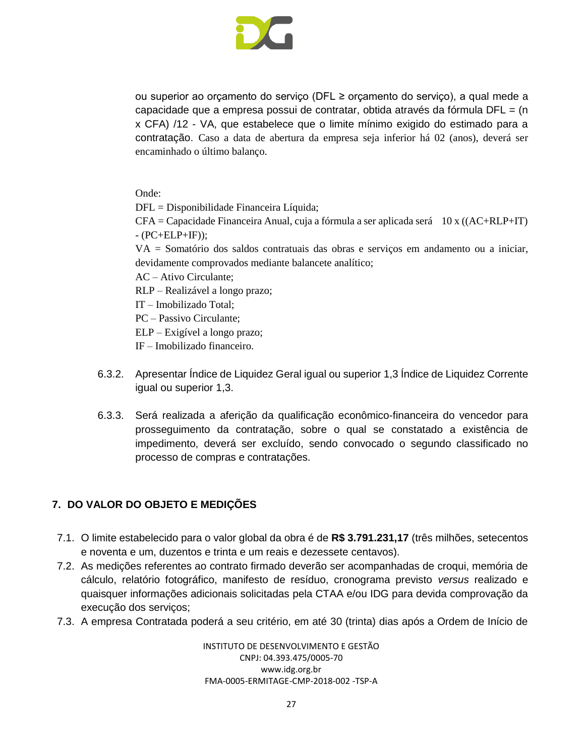ou superior ao orçamento do serviço (DFL ≥ orçamento do serviço), a qual mede a capacidade que a empresa possui de contratar, obtida através da fórmula DFL = (n x CFA) /12 - VA, que estabelece que o limite mínimo exigido do estimado para a contratação. Caso a data de abertura da empresa seja inferior há 02 (anos), deverá ser encaminhado o último balanço.

Onde:
DFL = Disponibilidade Financeira Líquida;
CFA = Capacidade Financeira Anual, cuja a fórmula a ser aplicada será 10 x ((AC+RLP+IT) - (PC+ELP+IF));
VA = Somatório dos saldos contratuais das obras e serviços em andamento ou a iniciar, devidamente comprovados mediante balancete analítico;
AC – Ativo Circulante;
RLP – Realizável a longo prazo;
IT – Imobilizado Total;
PC – Passivo Circulante;
ELP – Exigível a longo prazo;
IF – Imobilizado financeiro.

6.3.2. Apresentar Índice de Liquidez Geral igual ou superior 1,3 Índice de Liquidez Corrente igual ou superior 1,3.

6.3.3. Será realizada a aferição da qualificação econômico-financeira do vencedor para prosseguimento da contratação, sobre o qual se constatado a existência de impedimento, deverá ser excluído, sendo convocado o segundo classificado no processo de compras e contratações.

## 7. DO VALOR DO OBJETO E MEDIÇÕES

7.1. O limite estabelecido para o valor global da obra é de **R$ 3.791.231,17** (três milhões, setecentos e noventa e um, duzentos e trinta e um reais e dezessete centavos).

7.2. As medições referentes ao contrato firmado deverão ser acompanhadas de croqui, memória de cálculo, relatório fotográfico, manifesto de resíduo, cronograma previsto *versus* realizado e quaisquer informações adicionais solicitadas pela CTAA e/ou IDG para devida comprovação da execução dos serviços;

7.3. A empresa Contratada poderá a seu critério, em até 30 (trinta) dias após a Ordem de Início de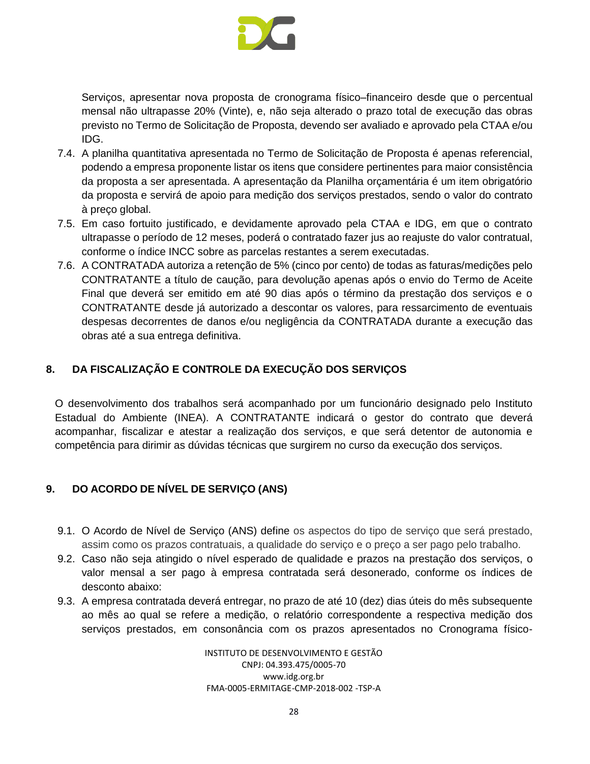Serviços, apresentar nova proposta de cronograma físico–financeiro desde que o percentual mensal não ultrapasse 20% (Vinte), e, não seja alterado o prazo total de execução das obras previsto no Termo de Solicitação de Proposta, devendo ser avaliado e aprovado pela CTAA e/ou IDG.

7.4. A planilha quantitativa apresentada no Termo de Solicitação de Proposta é apenas referencial, podendo a empresa proponente listar os itens que considere pertinentes para maior consistência da proposta a ser apresentada. A apresentação da Planilha orçamentária é um item obrigatório da proposta e servirá de apoio para medição dos serviços prestados, sendo o valor do contrato à preço global.

7.5. Em caso fortuito justificado, e devidamente aprovado pela CTAA e IDG, em que o contrato ultrapasse o período de 12 meses, poderá o contratado fazer jus ao reajuste do valor contratual, conforme o índice INCC sobre as parcelas restantes a serem executadas.

7.6. A CONTRATADA autoriza a retenção de 5% (cinco por cento) de todas as faturas/medições pelo CONTRATANTE a título de caução, para devolução apenas após o envio do Termo de Aceite Final que deverá ser emitido em até 90 dias após o término da prestação dos serviços e o CONTRATANTE desde já autorizado a descontar os valores, para ressarcimento de eventuais despesas decorrentes de danos e/ou negligência da CONTRATADA durante a execução das obras até a sua entrega definitiva.

## 8. DA FISCALIZAÇÃO E CONTROLE DA EXECUÇÃO DOS SERVIÇOS

O desenvolvimento dos trabalhos será acompanhado por um funcionário designado pelo Instituto Estadual do Ambiente (INEA). A CONTRATANTE indicará o gestor do contrato que deverá acompanhar, fiscalizar e atestar a realização dos serviços, e que será detentor de autonomia e competência para dirimir as dúvidas técnicas que surgirem no curso da execução dos serviços.

## 9. DO ACORDO DE NÍVEL DE SERVIÇO (ANS)

9.1. O Acordo de Nível de Serviço (ANS) define os aspectos do tipo de serviço que será prestado, assim como os prazos contratuais, a qualidade do serviço e o preço a ser pago pelo trabalho.

9.2. Caso não seja atingido o nível esperado de qualidade e prazos na prestação dos serviços, o valor mensal a ser pago à empresa contratada será desonerado, conforme os índices de desconto abaixo:

9.3. A empresa contratada deverá entregar, no prazo de até 10 (dez) dias úteis do mês subsequente ao mês ao qual se refere a medição, o relatório correspondente a respectiva medição dos serviços prestados, em consonância com os prazos apresentados no Cronograma físico-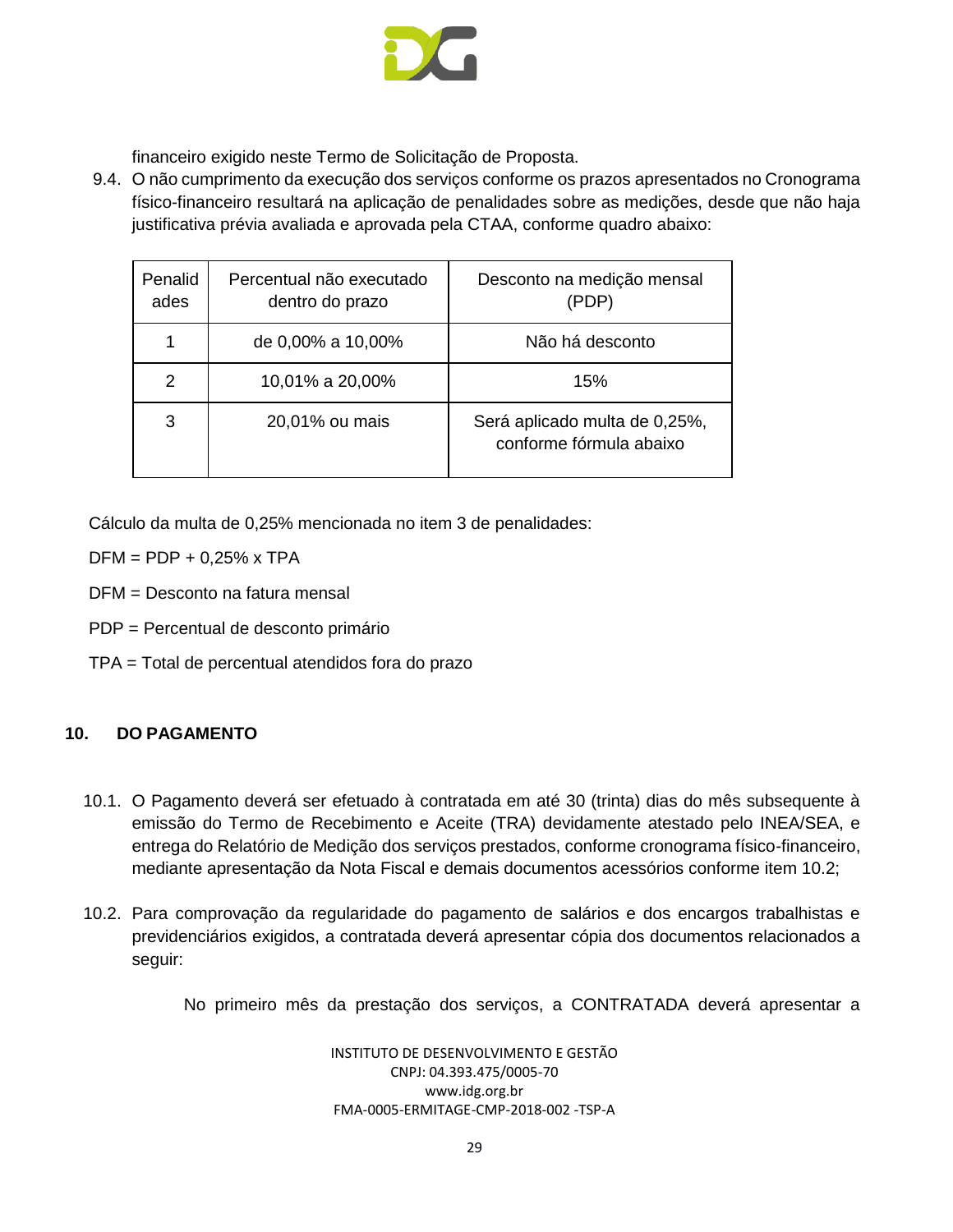financeiro exigido neste Termo de Solicitação de Proposta.

9.4. O não cumprimento da execução dos serviços conforme os prazos apresentados no Cronograma físico-financeiro resultará na aplicação de penalidades sobre as medições, desde que não haja justificativa prévia avaliada e aprovada pela CTAA, conforme quadro abaixo:

| Penalidades | Percentual não executado dentro do prazo | Desconto na medição mensal (PDP) |
|---|---|---|
| 1 | de 0,00% a 10,00% | Não há desconto |
| 2 | 10,01% a 20,00% | 15% |
| 3 | 20,01% ou mais | Será aplicado multa de 0,25%, conforme fórmula abaixo |

Cálculo da multa de 0,25% mencionada no item 3 de penalidades:

DFM = PDP + 0,25% x TPA

DFM = Desconto na fatura mensal

PDP = Percentual de desconto primário

TPA = Total de percentual atendidos fora do prazo

## 10. DO PAGAMENTO

10.1. O Pagamento deverá ser efetuado à contratada em até 30 (trinta) dias do mês subsequente à emissão do Termo de Recebimento e Aceite (TRA) devidamente atestado pelo INEA/SEA, e entrega do Relatório de Medição dos serviços prestados, conforme cronograma físico-financeiro, mediante apresentação da Nota Fiscal e demais documentos acessórios conforme item 10.2;

10.2. Para comprovação da regularidade do pagamento de salários e dos encargos trabalhistas e previdenciários exigidos, a contratada deverá apresentar cópia dos documentos relacionados a seguir:

No primeiro mês da prestação dos serviços, a CONTRATADA deverá apresentar a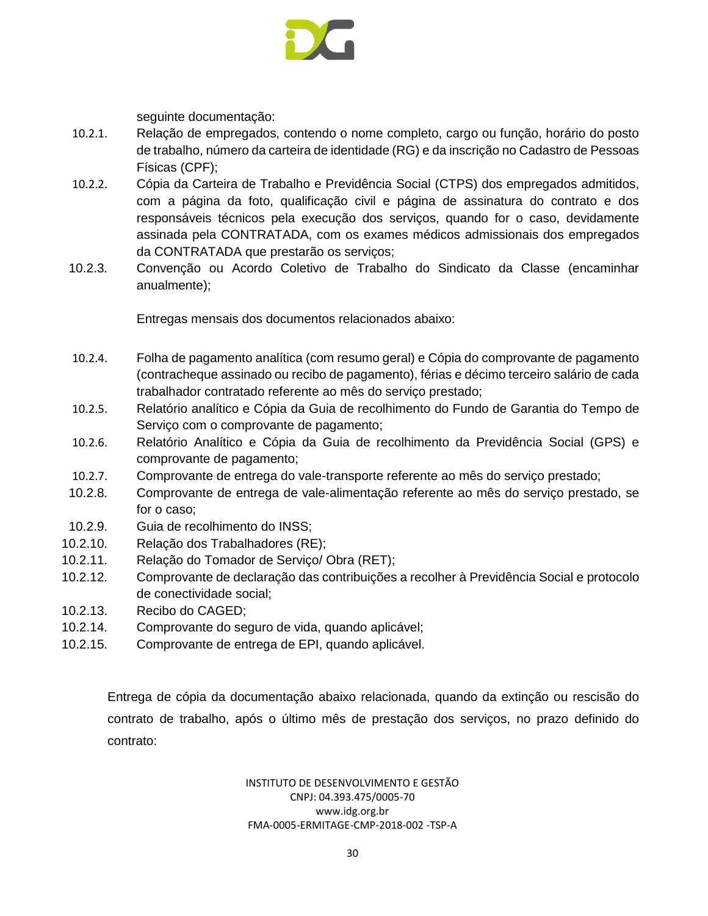seguinte documentação:

10.2.1. Relação de empregados, contendo o nome completo, cargo ou função, horário do posto de trabalho, número da carteira de identidade (RG) e da inscrição no Cadastro de Pessoas Físicas (CPF);

10.2.2. Cópia da Carteira de Trabalho e Previdência Social (CTPS) dos empregados admitidos, com a página da foto, qualificação civil e página de assinatura do contrato e dos responsáveis técnicos pela execução dos serviços, quando for o caso, devidamente assinada pela CONTRATADA, com os exames médicos admissionais dos empregados da CONTRATADA que prestarão os serviços;

10.2.3. Convenção ou Acordo Coletivo de Trabalho do Sindicato da Classe (encaminhar anualmente);

Entregas mensais dos documentos relacionados abaixo:

10.2.4. Folha de pagamento analítica (com resumo geral) e Cópia do comprovante de pagamento (contracheque assinado ou recibo de pagamento), férias e décimo terceiro salário de cada trabalhador contratado referente ao mês do serviço prestado;

10.2.5. Relatório analítico e Cópia da Guia de recolhimento do Fundo de Garantia do Tempo de Serviço com o comprovante de pagamento;

10.2.6. Relatório Analítico e Cópia da Guia de recolhimento da Previdência Social (GPS) e comprovante de pagamento;

10.2.7. Comprovante de entrega do vale-transporte referente ao mês do serviço prestado;

10.2.8. Comprovante de entrega de vale-alimentação referente ao mês do serviço prestado, se for o caso;

10.2.9. Guia de recolhimento do INSS;

10.2.10. Relação dos Trabalhadores (RE);

10.2.11. Relação do Tomador de Serviço/ Obra (RET);

10.2.12. Comprovante de declaração das contribuições a recolher à Previdência Social e protocolo de conectividade social;

10.2.13. Recibo do CAGED;

10.2.14. Comprovante do seguro de vida, quando aplicável;

10.2.15. Comprovante de entrega de EPI, quando aplicável.

Entrega de cópia da documentação abaixo relacionada, quando da extinção ou rescisão do contrato de trabalho, após o último mês de prestação dos serviços, no prazo definido do contrato: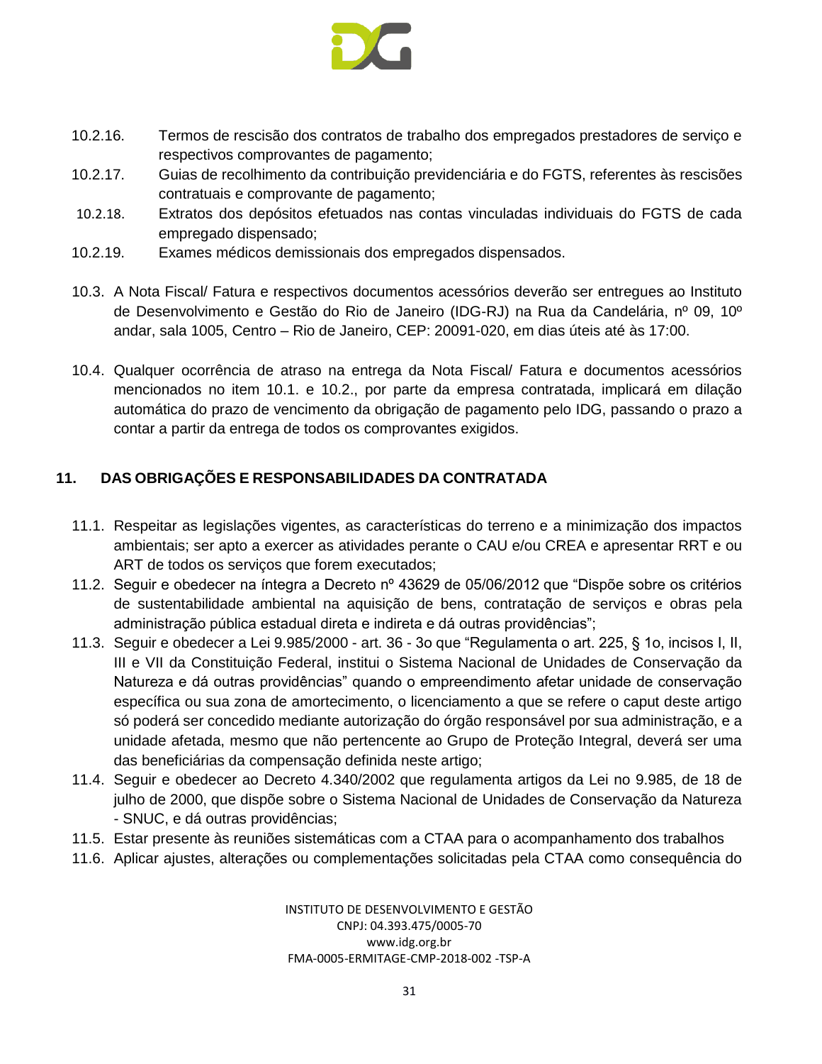10.2.16. Termos de rescisão dos contratos de trabalho dos empregados prestadores de serviço e respectivos comprovantes de pagamento;

10.2.17. Guias de recolhimento da contribuição previdenciária e do FGTS, referentes às rescisões contratuais e comprovante de pagamento;

10.2.18. Extratos dos depósitos efetuados nas contas vinculadas individuais do FGTS de cada empregado dispensado;

10.2.19. Exames médicos demissionais dos empregados dispensados.

10.3. A Nota Fiscal/ Fatura e respectivos documentos acessórios deverão ser entregues ao Instituto de Desenvolvimento e Gestão do Rio de Janeiro (IDG-RJ) na Rua da Candelária, nº 09, 10º andar, sala 1005, Centro – Rio de Janeiro, CEP: 20091-020, em dias úteis até às 17:00.

10.4. Qualquer ocorrência de atraso na entrega da Nota Fiscal/ Fatura e documentos acessórios mencionados no item 10.1. e 10.2., por parte da empresa contratada, implicará em dilação automática do prazo de vencimento da obrigação de pagamento pelo IDG, passando o prazo a contar a partir da entrega de todos os comprovantes exigidos.

## 11. DAS OBRIGAÇÕES E RESPONSABILIDADES DA CONTRATADA

11.1. Respeitar as legislações vigentes, as características do terreno e a minimização dos impactos ambientais; ser apto a exercer as atividades perante o CAU e/ou CREA e apresentar RRT e ou ART de todos os serviços que forem executados;

11.2. Seguir e obedecer na íntegra a Decreto nº 43629 de 05/06/2012 que "Dispõe sobre os critérios de sustentabilidade ambiental na aquisição de bens, contratação de serviços e obras pela administração pública estadual direta e indireta e dá outras providências";

11.3. Seguir e obedecer a Lei 9.985/2000 - art. 36 - 3o que "Regulamenta o art. 225, § 1o, incisos I, II, III e VII da Constituição Federal, institui o Sistema Nacional de Unidades de Conservação da Natureza e dá outras providências" quando o empreendimento afetar unidade de conservação específica ou sua zona de amortecimento, o licenciamento a que se refere o caput deste artigo só poderá ser concedido mediante autorização do órgão responsável por sua administração, e a unidade afetada, mesmo que não pertencente ao Grupo de Proteção Integral, deverá ser uma das beneficiárias da compensação definida neste artigo;

11.4. Seguir e obedecer ao Decreto 4.340/2002 que regulamenta artigos da Lei no 9.985, de 18 de julho de 2000, que dispõe sobre o Sistema Nacional de Unidades de Conservação da Natureza - SNUC, e dá outras providências;

11.5. Estar presente às reuniões sistemáticas com a CTAA para o acompanhamento dos trabalhos

11.6. Aplicar ajustes, alterações ou complementações solicitadas pela CTAA como consequência do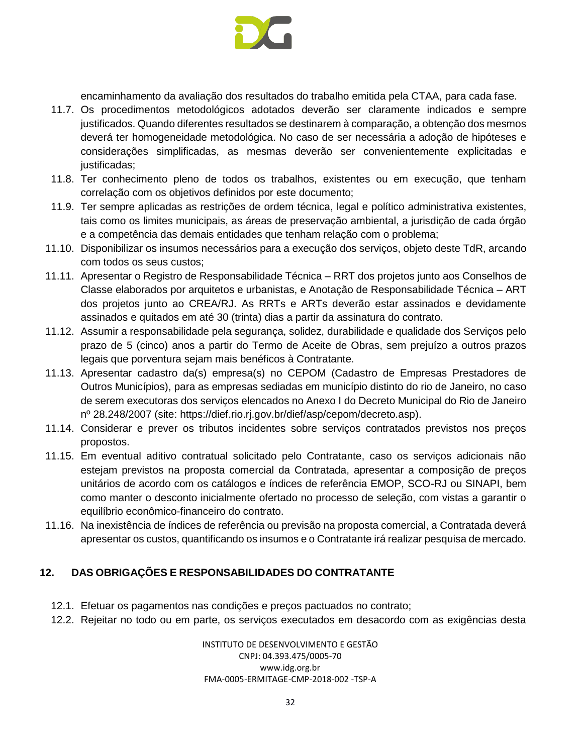encaminhamento da avaliação dos resultados do trabalho emitida pela CTAA, para cada fase.

11.7. Os procedimentos metodológicos adotados deverão ser claramente indicados e sempre justificados. Quando diferentes resultados se destinarem à comparação, a obtenção dos mesmos deverá ter homogeneidade metodológica. No caso de ser necessária a adoção de hipóteses e considerações simplificadas, as mesmas deverão ser convenientemente explicitadas e justificadas;

11.8. Ter conhecimento pleno de todos os trabalhos, existentes ou em execução, que tenham correlação com os objetivos definidos por este documento;

11.9. Ter sempre aplicadas as restrições de ordem técnica, legal e político administrativa existentes, tais como os limites municipais, as áreas de preservação ambiental, a jurisdição de cada órgão e a competência das demais entidades que tenham relação com o problema;

11.10. Disponibilizar os insumos necessários para a execução dos serviços, objeto deste TdR, arcando com todos os seus custos;

11.11. Apresentar o Registro de Responsabilidade Técnica – RRT dos projetos junto aos Conselhos de Classe elaborados por arquitetos e urbanistas, e Anotação de Responsabilidade Técnica – ART dos projetos junto ao CREA/RJ. As RRTs e ARTs deverão estar assinados e devidamente assinados e quitados em até 30 (trinta) dias a partir da assinatura do contrato.

11.12. Assumir a responsabilidade pela segurança, solidez, durabilidade e qualidade dos Serviços pelo prazo de 5 (cinco) anos a partir do Termo de Aceite de Obras, sem prejuízo a outros prazos legais que porventura sejam mais benéficos à Contratante.

11.13. Apresentar cadastro da(s) empresa(s) no CEPOM (Cadastro de Empresas Prestadores de Outros Municípios), para as empresas sediadas em município distinto do rio de Janeiro, no caso de serem executoras dos serviços elencados no Anexo I do Decreto Municipal do Rio de Janeiro nº 28.248/2007 (site: https://dief.rio.rj.gov.br/dief/asp/cepom/decreto.asp).

11.14. Considerar e prever os tributos incidentes sobre serviços contratados previstos nos preços propostos.

11.15. Em eventual aditivo contratual solicitado pelo Contratante, caso os serviços adicionais não estejam previstos na proposta comercial da Contratada, apresentar a composição de preços unitários de acordo com os catálogos e índices de referência EMOP, SCO-RJ ou SINAPI, bem como manter o desconto inicialmente ofertado no processo de seleção, com vistas a garantir o equilíbrio econômico-financeiro do contrato.

11.16. Na inexistência de índices de referência ou previsão na proposta comercial, a Contratada deverá apresentar os custos, quantificando os insumos e o Contratante irá realizar pesquisa de mercado.

## 12. DAS OBRIGAÇÕES E RESPONSABILIDADES DO CONTRATANTE

12.1. Efetuar os pagamentos nas condições e preços pactuados no contrato;

12.2. Rejeitar no todo ou em parte, os serviços executados em desacordo com as exigências desta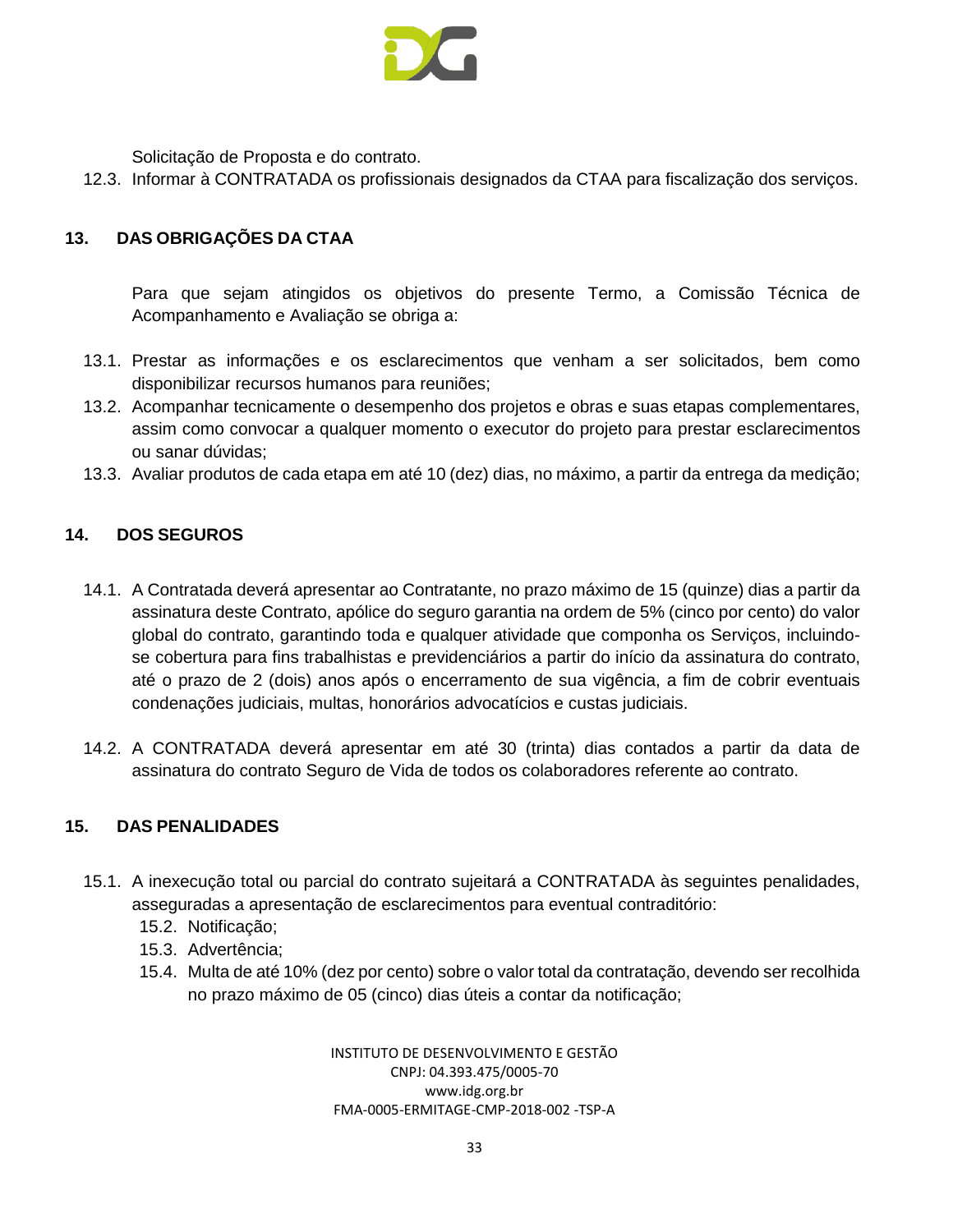Solicitação de Proposta e do contrato.

12.3. Informar à CONTRATADA os profissionais designados da CTAA para fiscalização dos serviços.

## 13. DAS OBRIGAÇÕES DA CTAA

Para que sejam atingidos os objetivos do presente Termo, a Comissão Técnica de Acompanhamento e Avaliação se obriga a:

13.1. Prestar as informações e os esclarecimentos que venham a ser solicitados, bem como disponibilizar recursos humanos para reuniões;

13.2. Acompanhar tecnicamente o desempenho dos projetos e obras e suas etapas complementares, assim como convocar a qualquer momento o executor do projeto para prestar esclarecimentos ou sanar dúvidas;

13.3. Avaliar produtos de cada etapa em até 10 (dez) dias, no máximo, a partir da entrega da medição;

## 14. DOS SEGUROS

14.1. A Contratada deverá apresentar ao Contratante, no prazo máximo de 15 (quinze) dias a partir da assinatura deste Contrato, apólice do seguro garantia na ordem de 5% (cinco por cento) do valor global do contrato, garantindo toda e qualquer atividade que componha os Serviços, incluindo-se cobertura para fins trabalhistas e previdenciários a partir do início da assinatura do contrato, até o prazo de 2 (dois) anos após o encerramento de sua vigência, a fim de cobrir eventuais condenações judiciais, multas, honorários advocatícios e custas judiciais.

14.2. A CONTRATADA deverá apresentar em até 30 (trinta) dias contados a partir da data de assinatura do contrato Seguro de Vida de todos os colaboradores referente ao contrato.

## 15. DAS PENALIDADES

15.1. A inexecução total ou parcial do contrato sujeitará a CONTRATADA às seguintes penalidades, asseguradas a apresentação de esclarecimentos para eventual contraditório:

- 15.2. Notificação;
- 15.3. Advertência;
- 15.4. Multa de até 10% (dez por cento) sobre o valor total da contratação, devendo ser recolhida no prazo máximo de 05 (cinco) dias úteis a contar da notificação;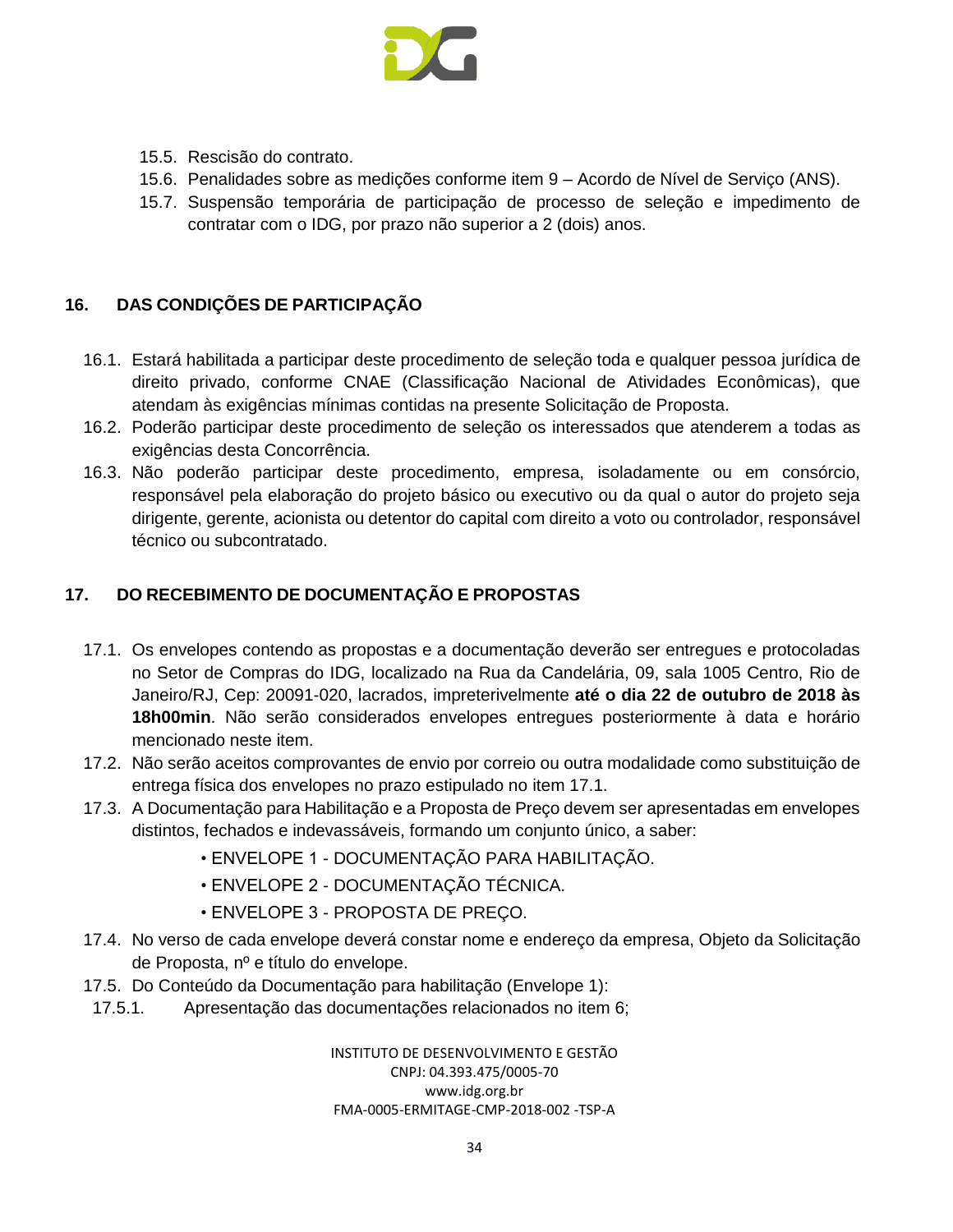15.5. Rescisão do contrato.

15.6. Penalidades sobre as medições conforme item 9 – Acordo de Nível de Serviço (ANS).

15.7. Suspensão temporária de participação de processo de seleção e impedimento de contratar com o IDG, por prazo não superior a 2 (dois) anos.

## 16. DAS CONDIÇÕES DE PARTICIPAÇÃO

16.1. Estará habilitada a participar deste procedimento de seleção toda e qualquer pessoa jurídica de direito privado, conforme CNAE (Classificação Nacional de Atividades Econômicas), que atendam às exigências mínimas contidas na presente Solicitação de Proposta.

16.2. Poderão participar deste procedimento de seleção os interessados que atenderem a todas as exigências desta Concorrência.

16.3. Não poderão participar deste procedimento, empresa, isoladamente ou em consórcio, responsável pela elaboração do projeto básico ou executivo ou da qual o autor do projeto seja dirigente, gerente, acionista ou detentor do capital com direito a voto ou controlador, responsável técnico ou subcontratado.

## 17. DO RECEBIMENTO DE DOCUMENTAÇÃO E PROPOSTAS

17.1. Os envelopes contendo as propostas e a documentação deverão ser entregues e protocoladas no Setor de Compras do IDG, localizado na Rua da Candelária, 09, sala 1005 Centro, Rio de Janeiro/RJ, Cep: 20091-020, lacrados, impreterivelmente **até o dia 22 de outubro de 2018 às 18h00min**. Não serão considerados envelopes entregues posteriormente à data e horário mencionado neste item.

17.2. Não serão aceitos comprovantes de envio por correio ou outra modalidade como substituição de entrega física dos envelopes no prazo estipulado no item 17.1.

17.3. A Documentação para Habilitação e a Proposta de Preço devem ser apresentadas em envelopes distintos, fechados e indevassáveis, formando um conjunto único, a saber:

- ENVELOPE 1 - DOCUMENTAÇÃO PARA HABILITAÇÃO.
- ENVELOPE 2 - DOCUMENTAÇÃO TÉCNICA.
- ENVELOPE 3 - PROPOSTA DE PREÇO.

17.4. No verso de cada envelope deverá constar nome e endereço da empresa, Objeto da Solicitação de Proposta, nº e título do envelope.

17.5. Do Conteúdo da Documentação para habilitação (Envelope 1):

17.5.1. Apresentação das documentações relacionados no item 6;

INSTITUTO DE DESENVOLVIMENTO E GESTÃO
CNPJ: 04.393.475/0005-70
www.idg.org.br
FMA-0005-ERMITAGE-CMP-2018-002 -TSP-A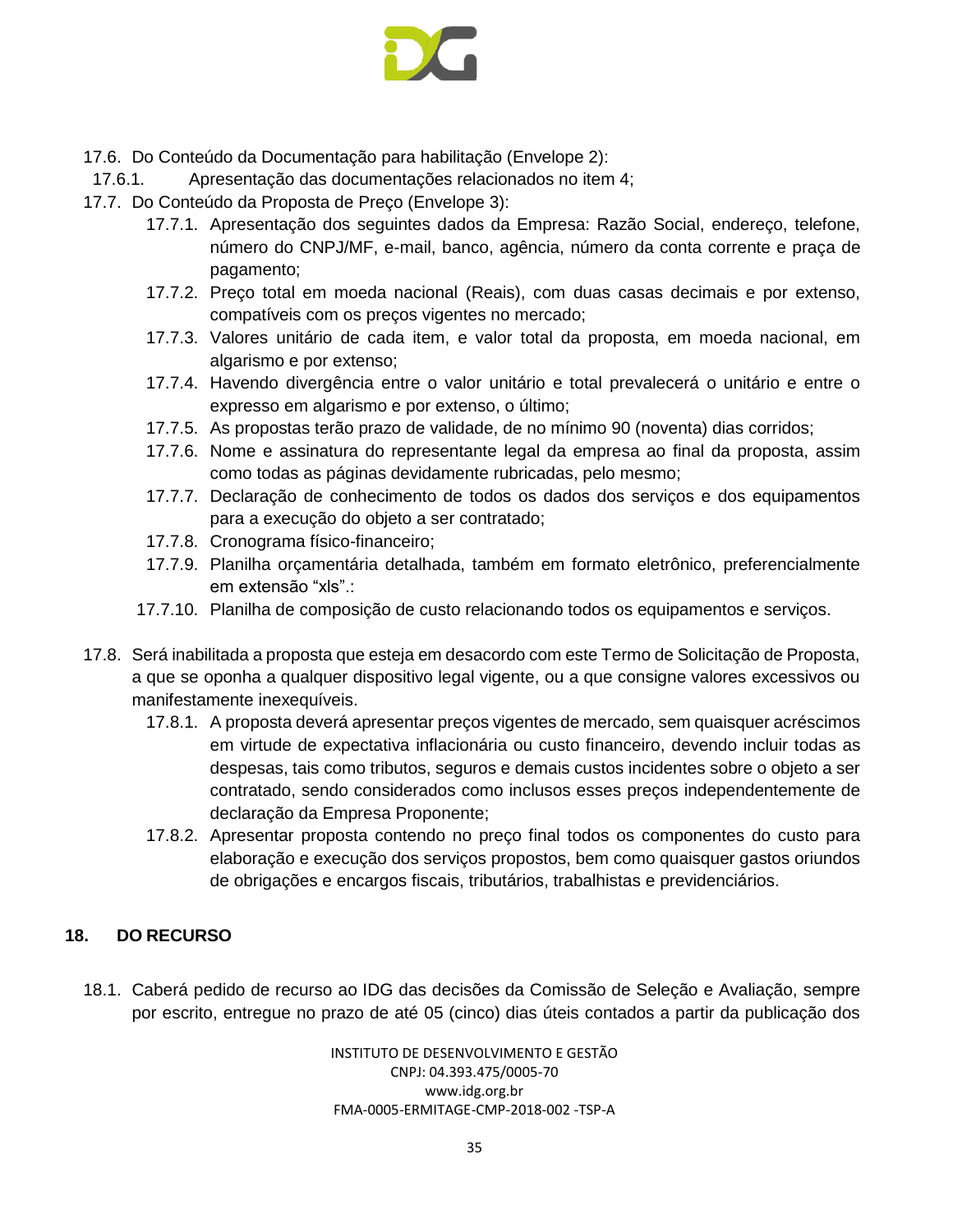17.6. Do Conteúdo da Documentação para habilitação (Envelope 2):

17.6.1. Apresentação das documentações relacionados no item 4;

17.7. Do Conteúdo da Proposta de Preço (Envelope 3):

17.7.1. Apresentação dos seguintes dados da Empresa: Razão Social, endereço, telefone, número do CNPJ/MF, e-mail, banco, agência, número da conta corrente e praça de pagamento;

17.7.2. Preço total em moeda nacional (Reais), com duas casas decimais e por extenso, compatíveis com os preços vigentes no mercado;

17.7.3. Valores unitário de cada item, e valor total da proposta, em moeda nacional, em algarismo e por extenso;

17.7.4. Havendo divergência entre o valor unitário e total prevalecerá o unitário e entre o expresso em algarismo e por extenso, o último;

17.7.5. As propostas terão prazo de validade, de no mínimo 90 (noventa) dias corridos;

17.7.6. Nome e assinatura do representante legal da empresa ao final da proposta, assim como todas as páginas devidamente rubricadas, pelo mesmo;

17.7.7. Declaração de conhecimento de todos os dados dos serviços e dos equipamentos para a execução do objeto a ser contratado;

17.7.8. Cronograma físico-financeiro;

17.7.9. Planilha orçamentária detalhada, também em formato eletrônico, preferencialmente em extensão "xls".:

17.7.10. Planilha de composição de custo relacionando todos os equipamentos e serviços.

17.8. Será inabilitada a proposta que esteja em desacordo com este Termo de Solicitação de Proposta, a que se oponha a qualquer dispositivo legal vigente, ou a que consigne valores excessivos ou manifestamente inexequíveis.

17.8.1. A proposta deverá apresentar preços vigentes de mercado, sem quaisquer acréscimos em virtude de expectativa inflacionária ou custo financeiro, devendo incluir todas as despesas, tais como tributos, seguros e demais custos incidentes sobre o objeto a ser contratado, sendo considerados como inclusos esses preços independentemente de declaração da Empresa Proponente;

17.8.2. Apresentar proposta contendo no preço final todos os componentes do custo para elaboração e execução dos serviços propostos, bem como quaisquer gastos oriundos de obrigações e encargos fiscais, tributários, trabalhistas e previdenciários.

## 18. DO RECURSO

18.1. Caberá pedido de recurso ao IDG das decisões da Comissão de Seleção e Avaliação, sempre por escrito, entregue no prazo de até 05 (cinco) dias úteis contados a partir da publicação dos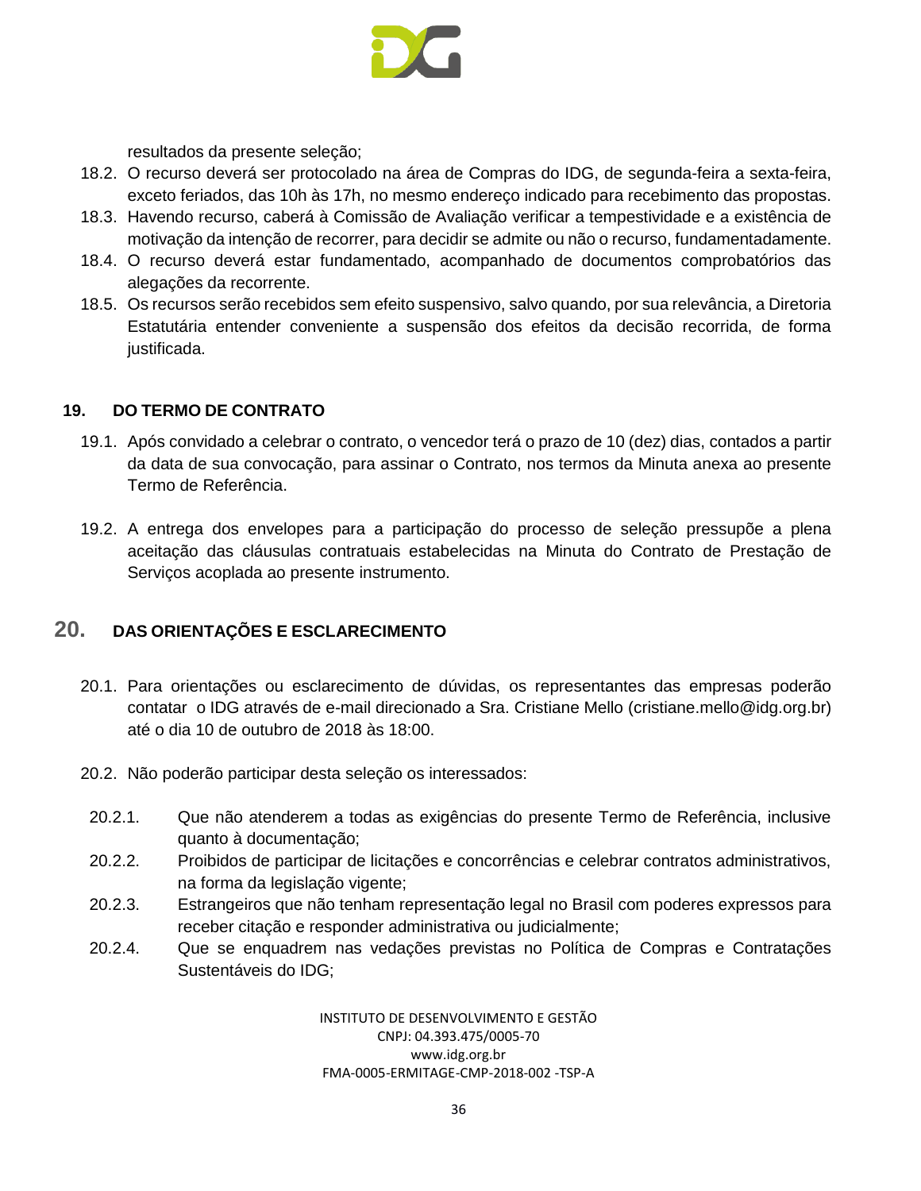resultados da presente seleção;

18.2. O recurso deverá ser protocolado na área de Compras do IDG, de segunda-feira a sexta-feira, exceto feriados, das 10h às 17h, no mesmo endereço indicado para recebimento das propostas.

18.3. Havendo recurso, caberá à Comissão de Avaliação verificar a tempestividade e a existência de motivação da intenção de recorrer, para decidir se admite ou não o recurso, fundamentadamente.

18.4. O recurso deverá estar fundamentado, acompanhado de documentos comprobatórios das alegações da recorrente.

18.5. Os recursos serão recebidos sem efeito suspensivo, salvo quando, por sua relevância, a Diretoria Estatutária entender conveniente a suspensão dos efeitos da decisão recorrida, de forma justificada.

## 19. DO TERMO DE CONTRATO

19.1. Após convidado a celebrar o contrato, o vencedor terá o prazo de 10 (dez) dias, contados a partir da data de sua convocação, para assinar o Contrato, nos termos da Minuta anexa ao presente Termo de Referência.

19.2. A entrega dos envelopes para a participação do processo de seleção pressupõe a plena aceitação das cláusulas contratuais estabelecidas na Minuta do Contrato de Prestação de Serviços acoplada ao presente instrumento.

## 20. DAS ORIENTAÇÕES E ESCLARECIMENTO

20.1. Para orientações ou esclarecimento de dúvidas, os representantes das empresas poderão contatar o IDG através de e-mail direcionado a Sra. Cristiane Mello (cristiane.mello@idg.org.br) até o dia 10 de outubro de 2018 às 18:00.

20.2. Não poderão participar desta seleção os interessados:

20.2.1. Que não atenderem a todas as exigências do presente Termo de Referência, inclusive quanto à documentação;

20.2.2. Proibidos de participar de licitações e concorrências e celebrar contratos administrativos, na forma da legislação vigente;

20.2.3. Estrangeiros que não tenham representação legal no Brasil com poderes expressos para receber citação e responder administrativa ou judicialmente;

20.2.4. Que se enquadrem nas vedações previstas no Política de Compras e Contratações Sustentáveis do IDG;

INSTITUTO DE DESENVOLVIMENTO E GESTÃO
CNPJ: 04.393.475/0005-70
www.idg.org.br
FMA-0005-ERMITAGE-CMP-2018-002 -TSP-A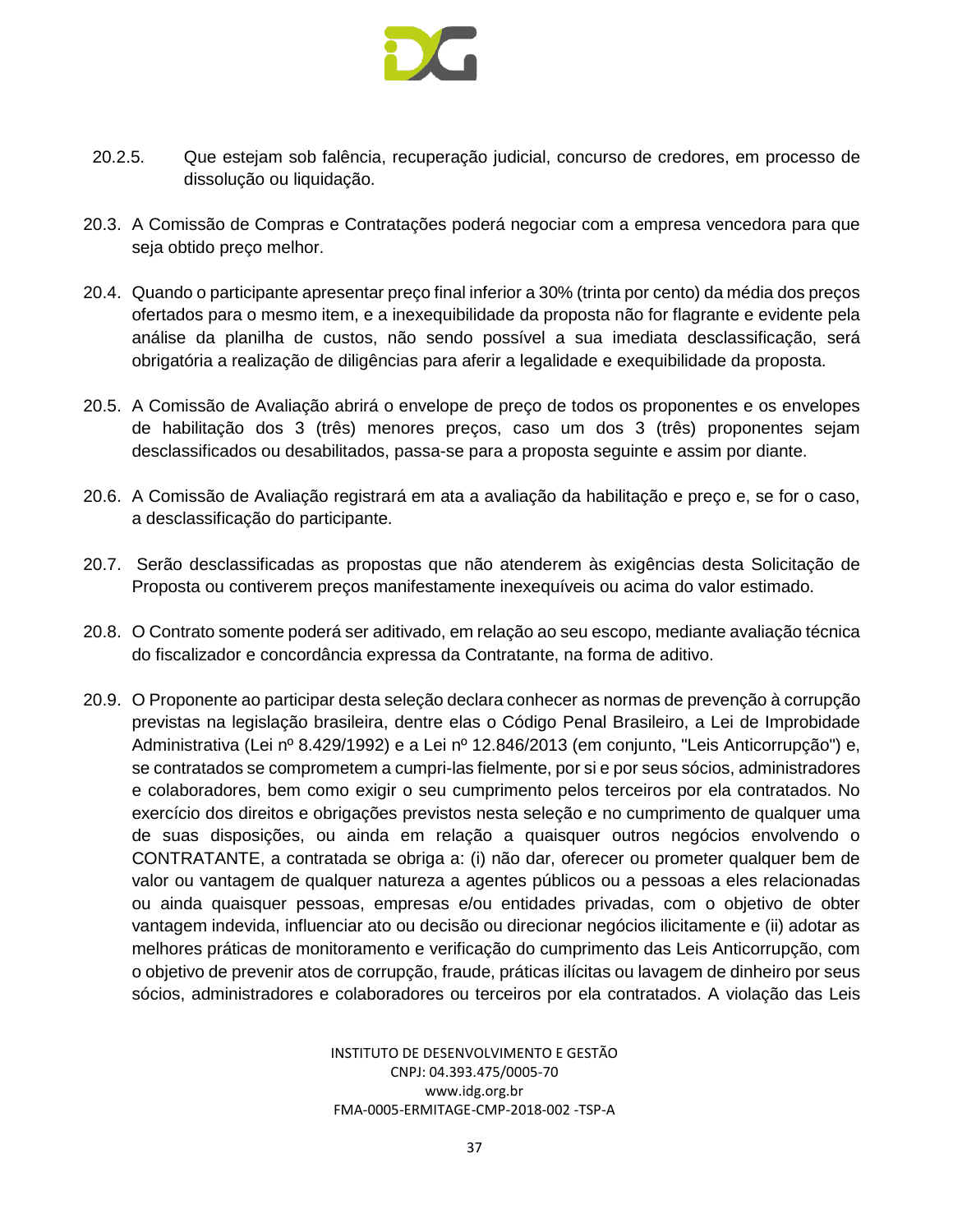20.2.5. Que estejam sob falência, recuperação judicial, concurso de credores, em processo de dissolução ou liquidação.

20.3. A Comissão de Compras e Contratações poderá negociar com a empresa vencedora para que seja obtido preço melhor.

20.4. Quando o participante apresentar preço final inferior a 30% (trinta por cento) da média dos preços ofertados para o mesmo item, e a inexequibilidade da proposta não for flagrante e evidente pela análise da planilha de custos, não sendo possível a sua imediata desclassificação, será obrigatória a realização de diligências para aferir a legalidade e exequibilidade da proposta.

20.5. A Comissão de Avaliação abrirá o envelope de preço de todos os proponentes e os envelopes de habilitação dos 3 (três) menores preços, caso um dos 3 (três) proponentes sejam desclassificados ou desabilitados, passa-se para a proposta seguinte e assim por diante.

20.6. A Comissão de Avaliação registrará em ata a avaliação da habilitação e preço e, se for o caso, a desclassificação do participante.

20.7. Serão desclassificadas as propostas que não atenderem às exigências desta Solicitação de Proposta ou contiverem preços manifestamente inexequíveis ou acima do valor estimado.

20.8. O Contrato somente poderá ser aditivado, em relação ao seu escopo, mediante avaliação técnica do fiscalizador e concordância expressa da Contratante, na forma de aditivo.

20.9. O Proponente ao participar desta seleção declara conhecer as normas de prevenção à corrupção previstas na legislação brasileira, dentre elas o Código Penal Brasileiro, a Lei de Improbidade Administrativa (Lei nº 8.429/1992) e a Lei nº 12.846/2013 (em conjunto, "Leis Anticorrupção") e, se contratados se comprometem a cumpri-las fielmente, por si e por seus sócios, administradores e colaboradores, bem como exigir o seu cumprimento pelos terceiros por ela contratados. No exercício dos direitos e obrigações previstos nesta seleção e no cumprimento de qualquer uma de suas disposições, ou ainda em relação a quaisquer outros negócios envolvendo o CONTRATANTE, a contratada se obriga a: (i) não dar, oferecer ou prometer qualquer bem de valor ou vantagem de qualquer natureza a agentes públicos ou a pessoas a eles relacionadas ou ainda quaisquer pessoas, empresas e/ou entidades privadas, com o objetivo de obter vantagem indevida, influenciar ato ou decisão ou direcionar negócios ilicitamente e (ii) adotar as melhores práticas de monitoramento e verificação do cumprimento das Leis Anticorrupção, com o objetivo de prevenir atos de corrupção, fraude, práticas ilícitas ou lavagem de dinheiro por seus sócios, administradores e colaboradores ou terceiros por ela contratados. A violação das Leis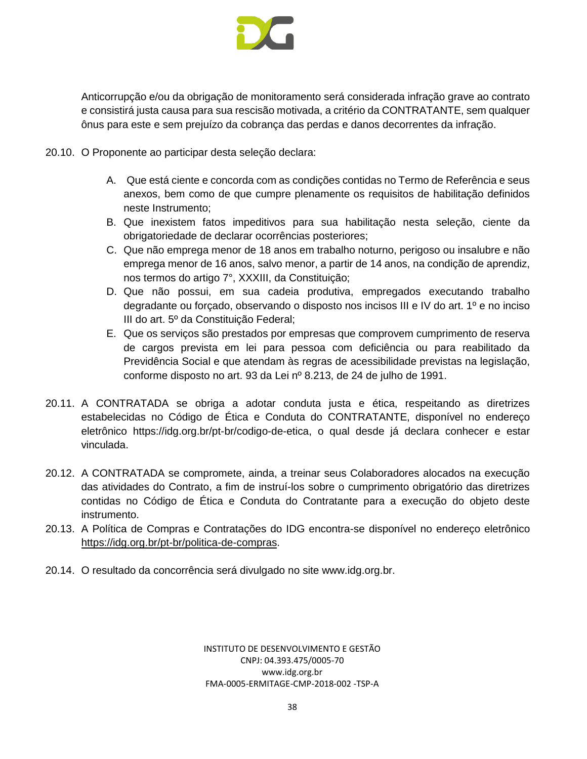Anticorrupção e/ou da obrigação de monitoramento será considerada infração grave ao contrato e consistirá justa causa para sua rescisão motivada, a critério da CONTRATANTE, sem qualquer ônus para este e sem prejuízo da cobrança das perdas e danos decorrentes da infração.

20.10. O Proponente ao participar desta seleção declara:

A. Que está ciente e concorda com as condições contidas no Termo de Referência e seus anexos, bem como de que cumpre plenamente os requisitos de habilitação definidos neste Instrumento;

B. Que inexistem fatos impeditivos para sua habilitação nesta seleção, ciente da obrigatoriedade de declarar ocorrências posteriores;

C. Que não emprega menor de 18 anos em trabalho noturno, perigoso ou insalubre e não emprega menor de 16 anos, salvo menor, a partir de 14 anos, na condição de aprendiz, nos termos do artigo 7°, XXXIII, da Constituição;

D. Que não possui, em sua cadeia produtiva, empregados executando trabalho degradante ou forçado, observando o disposto nos incisos III e IV do art. 1º e no inciso III do art. 5º da Constituição Federal;

E. Que os serviços são prestados por empresas que comprovem cumprimento de reserva de cargos prevista em lei para pessoa com deficiência ou para reabilitado da Previdência Social e que atendam às regras de acessibilidade previstas na legislação, conforme disposto no art. 93 da Lei nº 8.213, de 24 de julho de 1991.

20.11. A CONTRATADA se obriga a adotar conduta justa e ética, respeitando as diretrizes estabelecidas no Código de Ética e Conduta do CONTRATANTE, disponível no endereço eletrônico https://idg.org.br/pt-br/codigo-de-etica, o qual desde já declara conhecer e estar vinculada.

20.12. A CONTRATADA se compromete, ainda, a treinar seus Colaboradores alocados na execução das atividades do Contrato, a fim de instruí-los sobre o cumprimento obrigatório das diretrizes contidas no Código de Ética e Conduta do Contratante para a execução do objeto deste instrumento.

20.13. A Política de Compras e Contratações do IDG encontra-se disponível no endereço eletrônico https://idg.org.br/pt-br/politica-de-compras.

20.14. O resultado da concorrência será divulgado no site www.idg.org.br.